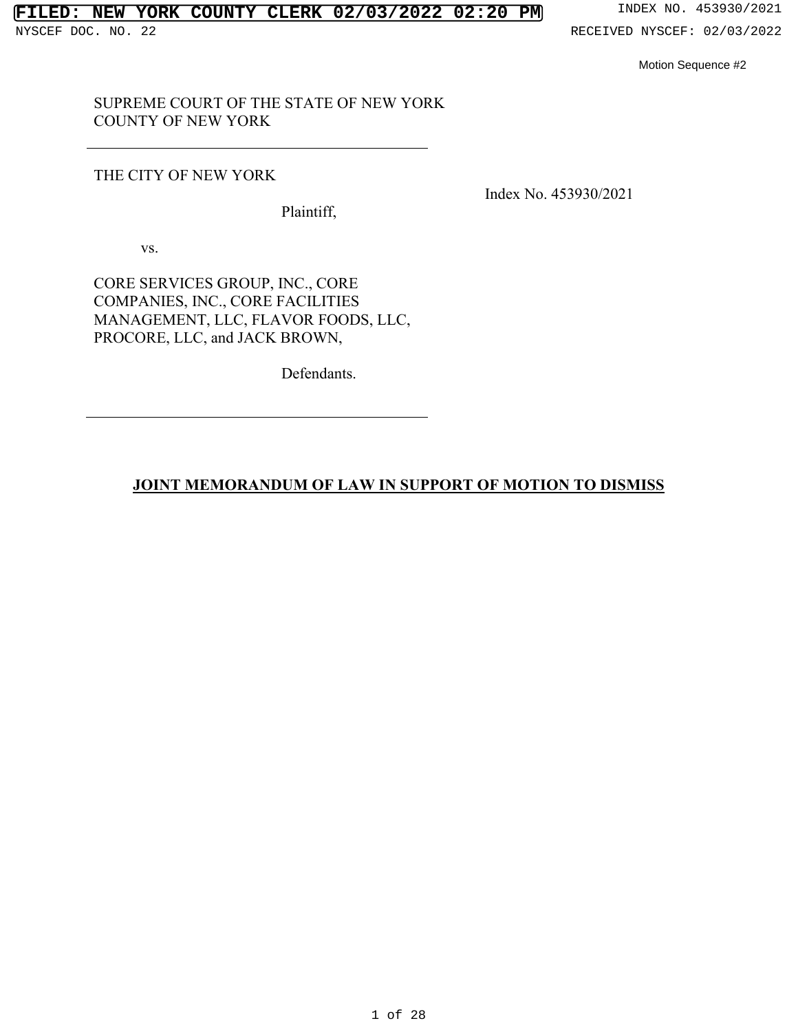Motion Sequence #2

SUPREME COURT OF THE STATE OF NEW YORK
COUNTY OF NEW YORK

---

THE CITY OF NEW YORK

Plaintiff,

vs.

CORE SERVICES GROUP, INC., CORE COMPANIES, INC., CORE FACILITIES MANAGEMENT, LLC, FLAVOR FOODS, LLC, PROCORE, LLC, and JACK BROWN,

Defendants.

---

Index No. 453930/2021

**JOINT MEMORANDUM OF LAW IN SUPPORT OF MOTION TO DISMISS**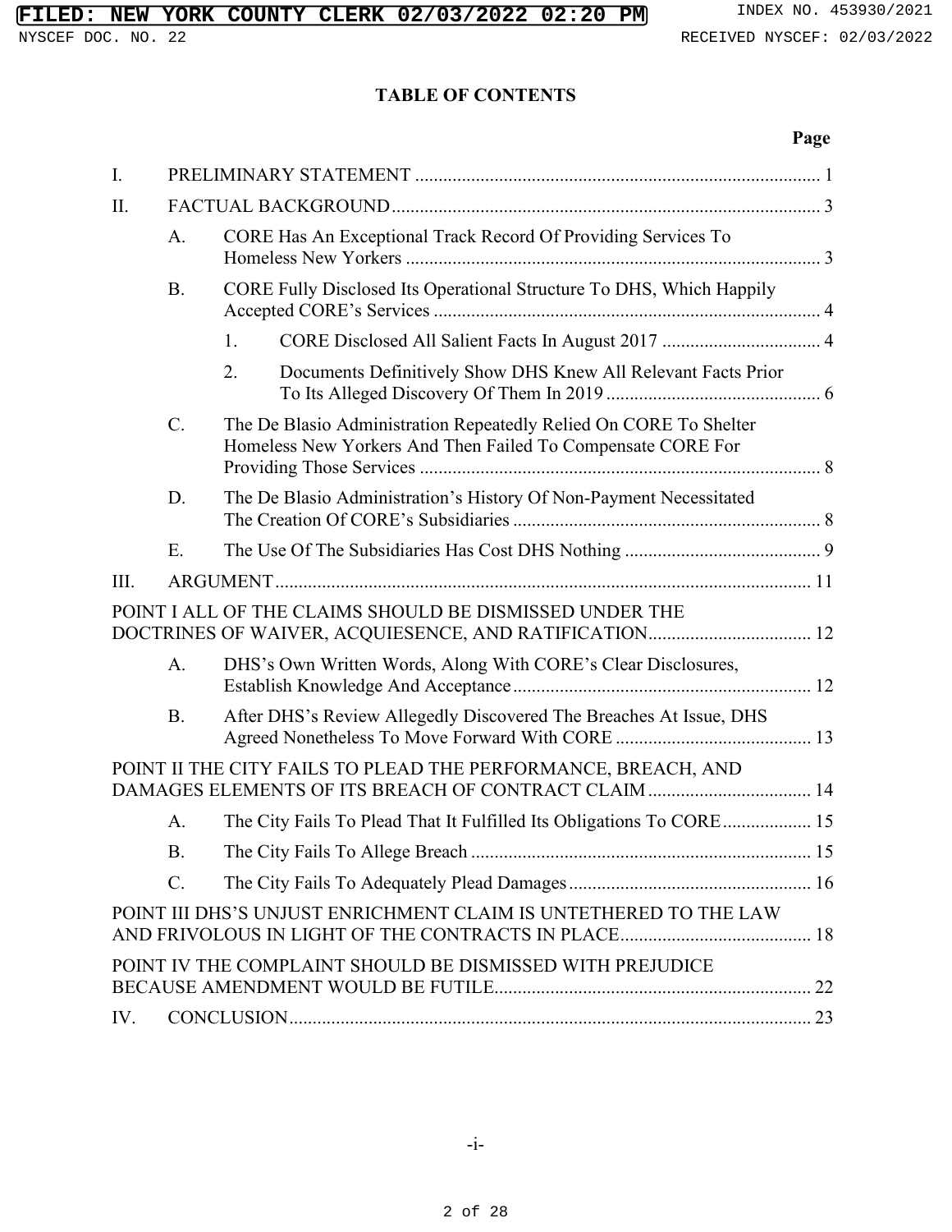# TABLE OF CONTENTS

**Page**

I. PRELIMINARY STATEMENT ..... 1

II. FACTUAL BACKGROUND ..... 3

- A. CORE Has An Exceptional Track Record Of Providing Services To Homeless New Yorkers ..... 3
- B. CORE Fully Disclosed Its Operational Structure To DHS, Which Happily Accepted CORE's Services ..... 4
  - 1. CORE Disclosed All Salient Facts In August 2017 ..... 4
  - 2. Documents Definitively Show DHS Knew All Relevant Facts Prior To Its Alleged Discovery Of Them In 2019 ..... 6
- C. The De Blasio Administration Repeatedly Relied On CORE To Shelter Homeless New Yorkers And Then Failed To Compensate CORE For Providing Those Services ..... 8
- D. The De Blasio Administration's History Of Non-Payment Necessitated The Creation Of CORE's Subsidiaries ..... 8
- E. The Use Of The Subsidiaries Has Cost DHS Nothing ..... 9

III. ARGUMENT ..... 11

POINT I ALL OF THE CLAIMS SHOULD BE DISMISSED UNDER THE DOCTRINES OF WAIVER, ACQUIESENCE, AND RATIFICATION ..... 12

- A. DHS's Own Written Words, Along With CORE's Clear Disclosures, Establish Knowledge And Acceptance ..... 12
- B. After DHS's Review Allegedly Discovered The Breaches At Issue, DHS Agreed Nonetheless To Move Forward With CORE ..... 13

POINT II THE CITY FAILS TO PLEAD THE PERFORMANCE, BREACH, AND DAMAGES ELEMENTS OF ITS BREACH OF CONTRACT CLAIM ..... 14

- A. The City Fails To Plead That It Fulfilled Its Obligations To CORE ..... 15
- B. The City Fails To Allege Breach ..... 15
- C. The City Fails To Adequately Plead Damages ..... 16

POINT III DHS'S UNJUST ENRICHMENT CLAIM IS UNTETHERED TO THE LAW AND FRIVOLOUS IN LIGHT OF THE CONTRACTS IN PLACE ..... 18

POINT IV THE COMPLAINT SHOULD BE DISMISSED WITH PREJUDICE BECAUSE AMENDMENT WOULD BE FUTILE ..... 22

IV. CONCLUSION ..... 23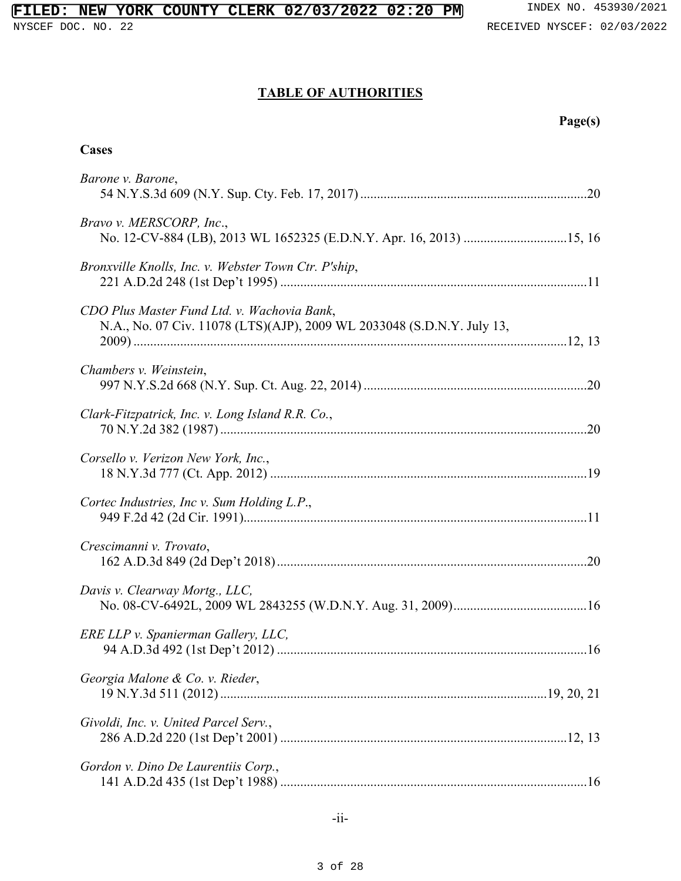## TABLE OF AUTHORITIES

**Page(s)**

### Cases

*Barone v. Barone*,
54 N.Y.S.3d 609 (N.Y. Sup. Cty. Feb. 17, 2017) ....................20

*Bravo v. MERSCORP, Inc*.,
No. 12-CV-884 (LB), 2013 WL 1652325 (E.D.N.Y. Apr. 16, 2013) ....................15, 16

*Bronxville Knolls, Inc. v. Webster Town Ctr. P'ship*,
221 A.D.2d 248 (1st Dep't 1995) ....................11

*CDO Plus Master Fund Ltd. v. Wachovia Bank*,
N.A., No. 07 Civ. 11078 (LTS)(AJP), 2009 WL 2033048 (S.D.N.Y. July 13, 2009) ....................12, 13

*Chambers v. Weinstein*,
997 N.Y.S.2d 668 (N.Y. Sup. Ct. Aug. 22, 2014) ....................20

*Clark-Fitzpatrick, Inc. v. Long Island R.R. Co.*,
70 N.Y.2d 382 (1987) ....................20

*Corsello v. Verizon New York, Inc.*,
18 N.Y.3d 777 (Ct. App. 2012) ....................19

*Cortec Industries, Inc v. Sum Holding L.P*.,
949 F.2d 42 (2d Cir. 1991) ....................11

*Crescimanni v. Trovato*,
162 A.D.3d 849 (2d Dep't 2018) ....................20

*Davis v. Clearway Mortg., LLC,*
No. 08-CV-6492L, 2009 WL 2843255 (W.D.N.Y. Aug. 31, 2009) ....................16

*ERE LLP v. Spanierman Gallery, LLC,*
94 A.D.3d 492 (1st Dep't 2012) ....................16

*Georgia Malone & Co. v. Rieder*,
19 N.Y.3d 511 (2012) ....................19, 20, 21

*Givoldi, Inc. v. United Parcel Serv.*,
286 A.D.2d 220 (1st Dep't 2001) ....................12, 13

*Gordon v. Dino De Laurentiis Corp.*,
141 A.D.2d 435 (1st Dep't 1988) ....................16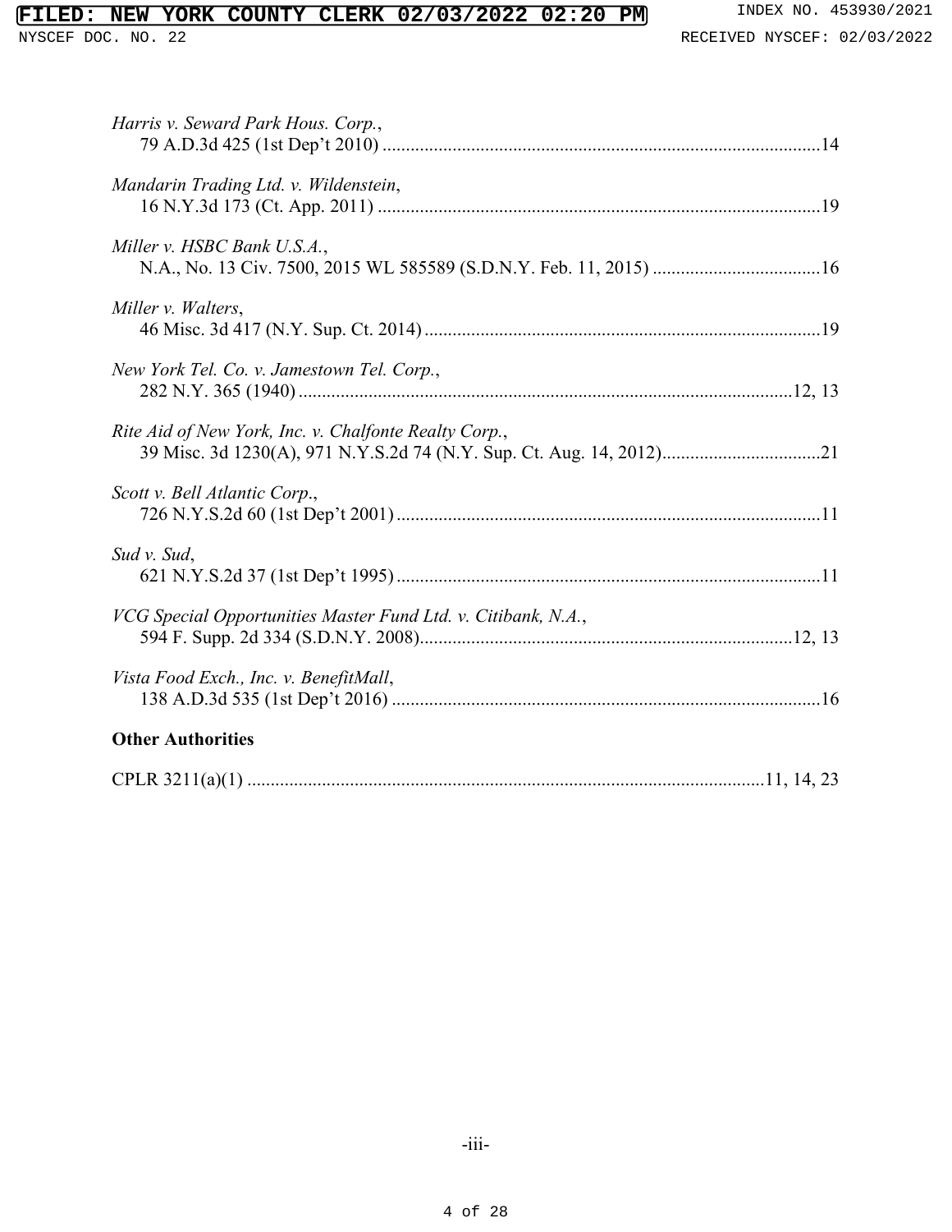*Harris v. Seward Park Hous. Corp.*,
79 A.D.3d 425 (1st Dep't 2010) ............................................................................................14

*Mandarin Trading Ltd. v. Wildenstein*,
16 N.Y.3d 173 (Ct. App. 2011) .............................................................................................19

*Miller v. HSBC Bank U.S.A.*,
N.A., No. 13 Civ. 7500, 2015 WL 585589 (S.D.N.Y. Feb. 11, 2015) ...................................16

*Miller v. Walters*,
46 Misc. 3d 417 (N.Y. Sup. Ct. 2014) ...................................................................................19

*New York Tel. Co. v. Jamestown Tel. Corp.*,
282 N.Y. 365 (1940) .........................................................................................................12, 13

*Rite Aid of New York, Inc. v. Chalfonte Realty Corp.*,
39 Misc. 3d 1230(A), 971 N.Y.S.2d 74 (N.Y. Sup. Ct. Aug. 14, 2012).................................21

*Scott v. Bell Atlantic Corp.*,
726 N.Y.S.2d 60 (1st Dep't 2001) ..........................................................................................11

*Sud v. Sud*,
621 N.Y.S.2d 37 (1st Dep't 1995) ..........................................................................................11

*VCG Special Opportunities Master Fund Ltd. v. Citibank, N.A.*,
594 F. Supp. 2d 334 (S.D.N.Y. 2008)...............................................................................12, 13

*Vista Food Exch., Inc. v. BenefitMall*,
138 A.D.3d 535 (1st Dep't 2016) ..........................................................................................16

**Other Authorities**

CPLR 3211(a)(1) ...........................................................................................................11, 14, 23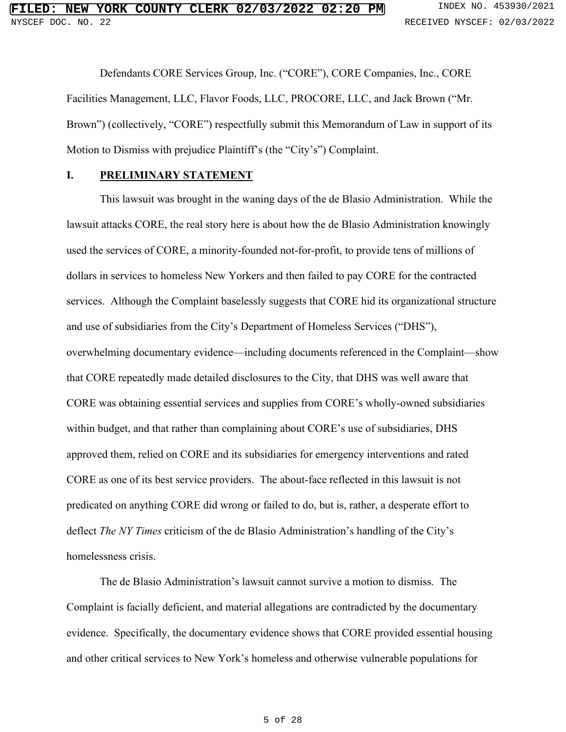Defendants CORE Services Group, Inc. ("CORE"), CORE Companies, Inc., CORE Facilities Management, LLC, Flavor Foods, LLC, PROCORE, LLC, and Jack Brown ("Mr. Brown") (collectively, "CORE") respectfully submit this Memorandum of Law in support of its Motion to Dismiss with prejudice Plaintiff's (the "City's") Complaint.

## I. PRELIMINARY STATEMENT

This lawsuit was brought in the waning days of the de Blasio Administration. While the lawsuit attacks CORE, the real story here is about how the de Blasio Administration knowingly used the services of CORE, a minority-founded not-for-profit, to provide tens of millions of dollars in services to homeless New Yorkers and then failed to pay CORE for the contracted services. Although the Complaint baselessly suggests that CORE hid its organizational structure and use of subsidiaries from the City's Department of Homeless Services ("DHS"), overwhelming documentary evidence—including documents referenced in the Complaint—show that CORE repeatedly made detailed disclosures to the City, that DHS was well aware that CORE was obtaining essential services and supplies from CORE's wholly-owned subsidiaries within budget, and that rather than complaining about CORE's use of subsidiaries, DHS approved them, relied on CORE and its subsidiaries for emergency interventions and rated CORE as one of its best service providers. The about-face reflected in this lawsuit is not predicated on anything CORE did wrong or failed to do, but is, rather, a desperate effort to deflect *The NY Times* criticism of the de Blasio Administration's handling of the City's homelessness crisis.

The de Blasio Administration's lawsuit cannot survive a motion to dismiss. The Complaint is facially deficient, and material allegations are contradicted by the documentary evidence. Specifically, the documentary evidence shows that CORE provided essential housing and other critical services to New York's homeless and otherwise vulnerable populations for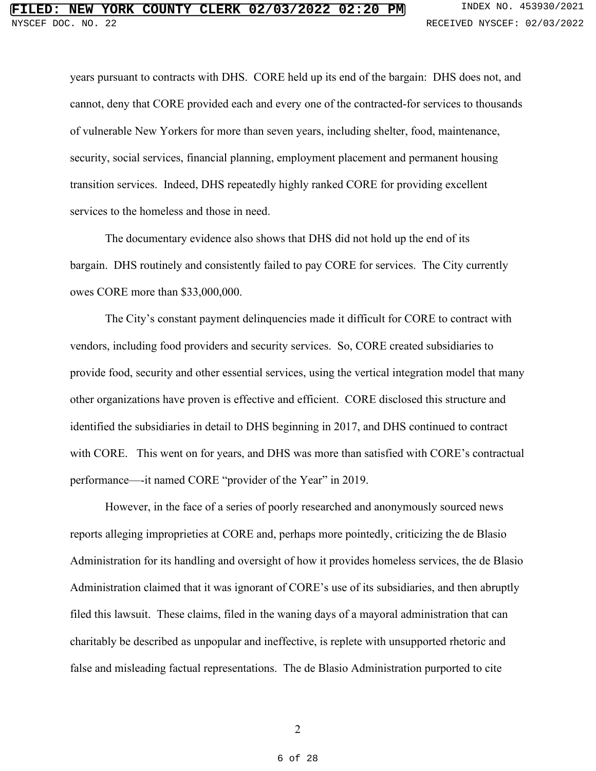years pursuant to contracts with DHS. CORE held up its end of the bargain: DHS does not, and cannot, deny that CORE provided each and every one of the contracted-for services to thousands of vulnerable New Yorkers for more than seven years, including shelter, food, maintenance, security, social services, financial planning, employment placement and permanent housing transition services. Indeed, DHS repeatedly highly ranked CORE for providing excellent services to the homeless and those in need.

The documentary evidence also shows that DHS did not hold up the end of its bargain. DHS routinely and consistently failed to pay CORE for services. The City currently owes CORE more than $33,000,000.

The City's constant payment delinquencies made it difficult for CORE to contract with vendors, including food providers and security services. So, CORE created subsidiaries to provide food, security and other essential services, using the vertical integration model that many other organizations have proven is effective and efficient. CORE disclosed this structure and identified the subsidiaries in detail to DHS beginning in 2017, and DHS continued to contract with CORE. This went on for years, and DHS was more than satisfied with CORE's contractual performance—-it named CORE "provider of the Year" in 2019.

However, in the face of a series of poorly researched and anonymously sourced news reports alleging improprieties at CORE and, perhaps more pointedly, criticizing the de Blasio Administration for its handling and oversight of how it provides homeless services, the de Blasio Administration claimed that it was ignorant of CORE's use of its subsidiaries, and then abruptly filed this lawsuit. These claims, filed in the waning days of a mayoral administration that can charitably be described as unpopular and ineffective, is replete with unsupported rhetoric and false and misleading factual representations. The de Blasio Administration purported to cite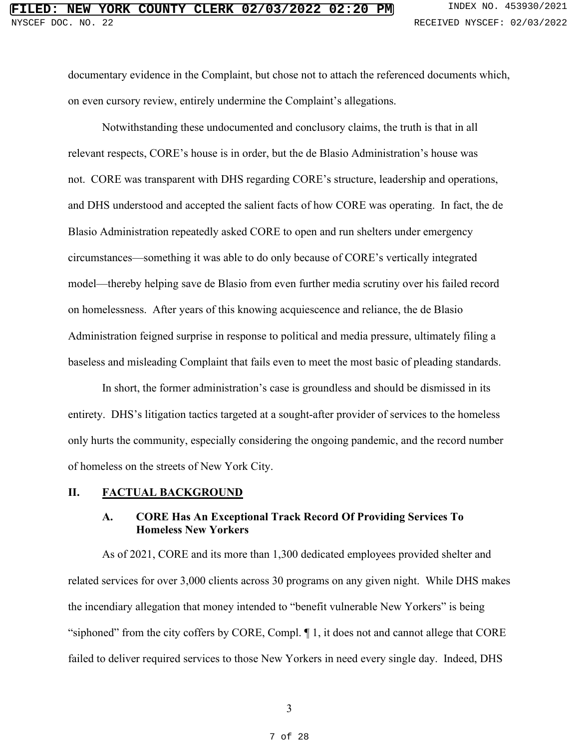documentary evidence in the Complaint, but chose not to attach the referenced documents which, on even cursory review, entirely undermine the Complaint's allegations.

Notwithstanding these undocumented and conclusory claims, the truth is that in all relevant respects, CORE's house is in order, but the de Blasio Administration's house was not. CORE was transparent with DHS regarding CORE's structure, leadership and operations, and DHS understood and accepted the salient facts of how CORE was operating. In fact, the de Blasio Administration repeatedly asked CORE to open and run shelters under emergency circumstances—something it was able to do only because of CORE's vertically integrated model—thereby helping save de Blasio from even further media scrutiny over his failed record on homelessness. After years of this knowing acquiescence and reliance, the de Blasio Administration feigned surprise in response to political and media pressure, ultimately filing a baseless and misleading Complaint that fails even to meet the most basic of pleading standards.

In short, the former administration's case is groundless and should be dismissed in its entirety. DHS's litigation tactics targeted at a sought-after provider of services to the homeless only hurts the community, especially considering the ongoing pandemic, and the record number of homeless on the streets of New York City.

## II. FACTUAL BACKGROUND

### A. CORE Has An Exceptional Track Record Of Providing Services To Homeless New Yorkers

As of 2021, CORE and its more than 1,300 dedicated employees provided shelter and related services for over 3,000 clients across 30 programs on any given night. While DHS makes the incendiary allegation that money intended to "benefit vulnerable New Yorkers" is being "siphoned" from the city coffers by CORE, Compl. ¶ 1, it does not and cannot allege that CORE failed to deliver required services to those New Yorkers in need every single day. Indeed, DHS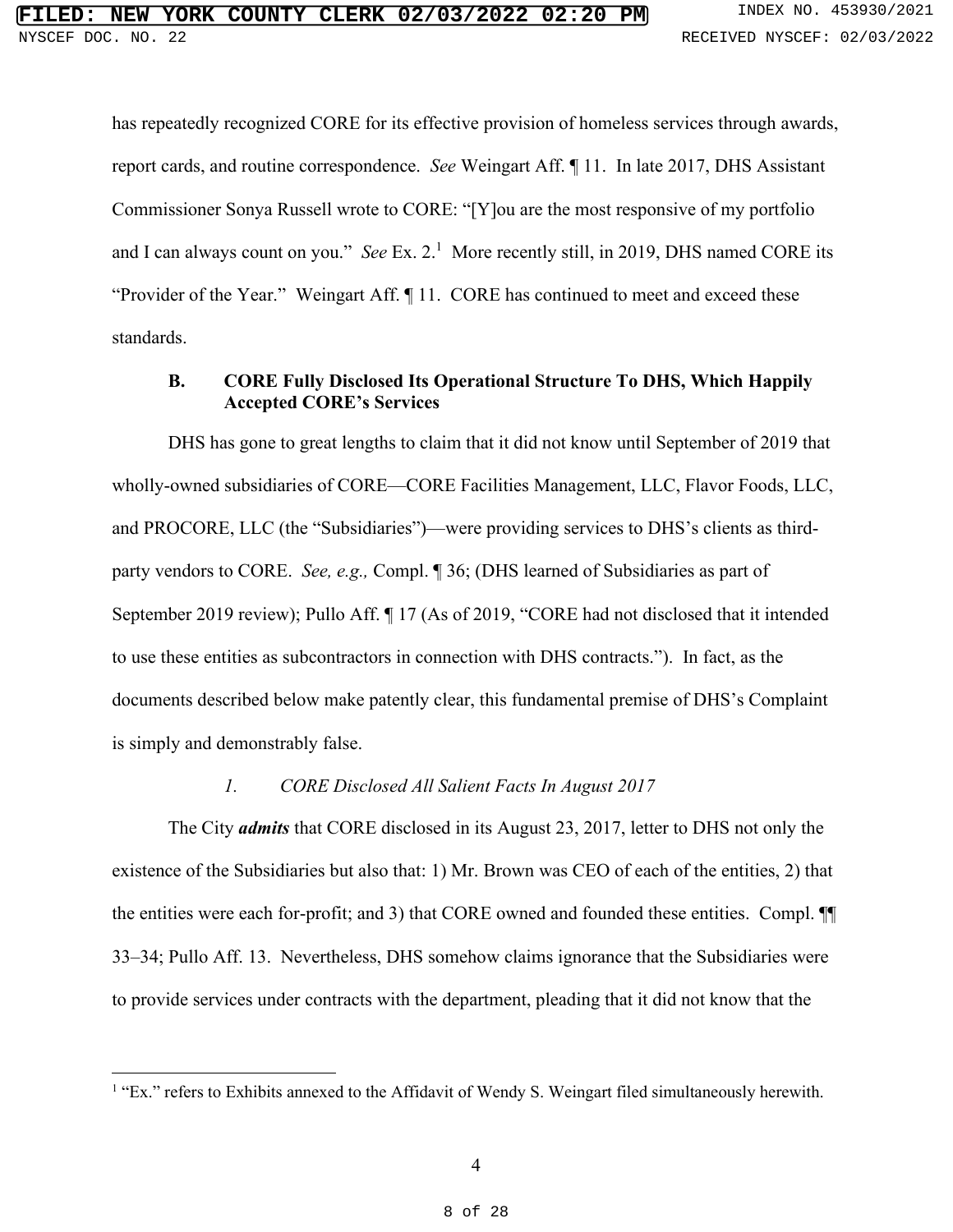has repeatedly recognized CORE for its effective provision of homeless services through awards, report cards, and routine correspondence. *See* Weingart Aff. ¶ 11. In late 2017, DHS Assistant Commissioner Sonya Russell wrote to CORE: "[Y]ou are the most responsive of my portfolio and I can always count on you." *See* Ex. 2.[1] More recently still, in 2019, DHS named CORE its "Provider of the Year." Weingart Aff. ¶ 11. CORE has continued to meet and exceed these standards.

### B. CORE Fully Disclosed Its Operational Structure To DHS, Which Happily Accepted CORE's Services

DHS has gone to great lengths to claim that it did not know until September of 2019 that wholly-owned subsidiaries of CORE—CORE Facilities Management, LLC, Flavor Foods, LLC, and PROCORE, LLC (the "Subsidiaries")—were providing services to DHS's clients as third-party vendors to CORE. *See, e.g.,* Compl. ¶ 36; (DHS learned of Subsidiaries as part of September 2019 review); Pullo Aff. ¶ 17 (As of 2019, "CORE had not disclosed that it intended to use these entities as subcontractors in connection with DHS contracts."). In fact, as the documents described below make patently clear, this fundamental premise of DHS's Complaint is simply and demonstrably false.

#### *1. CORE Disclosed All Salient Facts In August 2017*

The City ***admits*** that CORE disclosed in its August 23, 2017, letter to DHS not only the existence of the Subsidiaries but also that: 1) Mr. Brown was CEO of each of the entities, 2) that the entities were each for-profit; and 3) that CORE owned and founded these entities. Compl. ¶¶ 33–34; Pullo Aff. 13. Nevertheless, DHS somehow claims ignorance that the Subsidiaries were to provide services under contracts with the department, pleading that it did not know that the

---

[1] "Ex." refers to Exhibits annexed to the Affidavit of Wendy S. Weingart filed simultaneously herewith.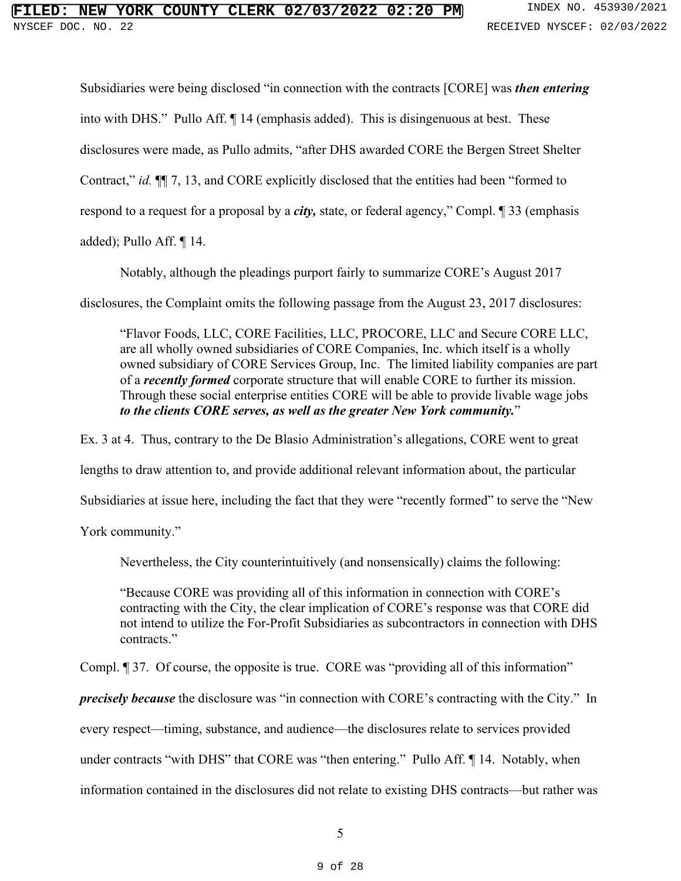Subsidiaries were being disclosed "in connection with the contracts [CORE] was ***then entering*** into with DHS." Pullo Aff. ¶ 14 (emphasis added). This is disingenuous at best. These disclosures were made, as Pullo admits, "after DHS awarded CORE the Bergen Street Shelter Contract," *id.* ¶¶ 7, 13, and CORE explicitly disclosed that the entities had been "formed to respond to a request for a proposal by a ***city,*** state, or federal agency," Compl. ¶ 33 (emphasis added); Pullo Aff. ¶ 14.

Notably, although the pleadings purport fairly to summarize CORE's August 2017 disclosures, the Complaint omits the following passage from the August 23, 2017 disclosures:

> "Flavor Foods, LLC, CORE Facilities, LLC, PROCORE, LLC and Secure CORE LLC, are all wholly owned subsidiaries of CORE Companies, Inc. which itself is a wholly owned subsidiary of CORE Services Group, Inc. The limited liability companies are part of a ***recently formed*** corporate structure that will enable CORE to further its mission. Through these social enterprise entities CORE will be able to provide livable wage jobs ***to the clients CORE serves, as well as the greater New York community.***"

Ex. 3 at 4. Thus, contrary to the De Blasio Administration's allegations, CORE went to great lengths to draw attention to, and provide additional relevant information about, the particular Subsidiaries at issue here, including the fact that they were "recently formed" to serve the "New York community."

Nevertheless, the City counterintuitively (and nonsensically) claims the following:

> "Because CORE was providing all of this information in connection with CORE's contracting with the City, the clear implication of CORE's response was that CORE did not intend to utilize the For-Profit Subsidiaries as subcontractors in connection with DHS contracts."

Compl. ¶ 37. Of course, the opposite is true. CORE was "providing all of this information" ***precisely because*** the disclosure was "in connection with CORE's contracting with the City." In every respect—timing, substance, and audience—the disclosures relate to services provided under contracts "with DHS" that CORE was "then entering." Pullo Aff. ¶ 14. Notably, when information contained in the disclosures did not relate to existing DHS contracts—but rather was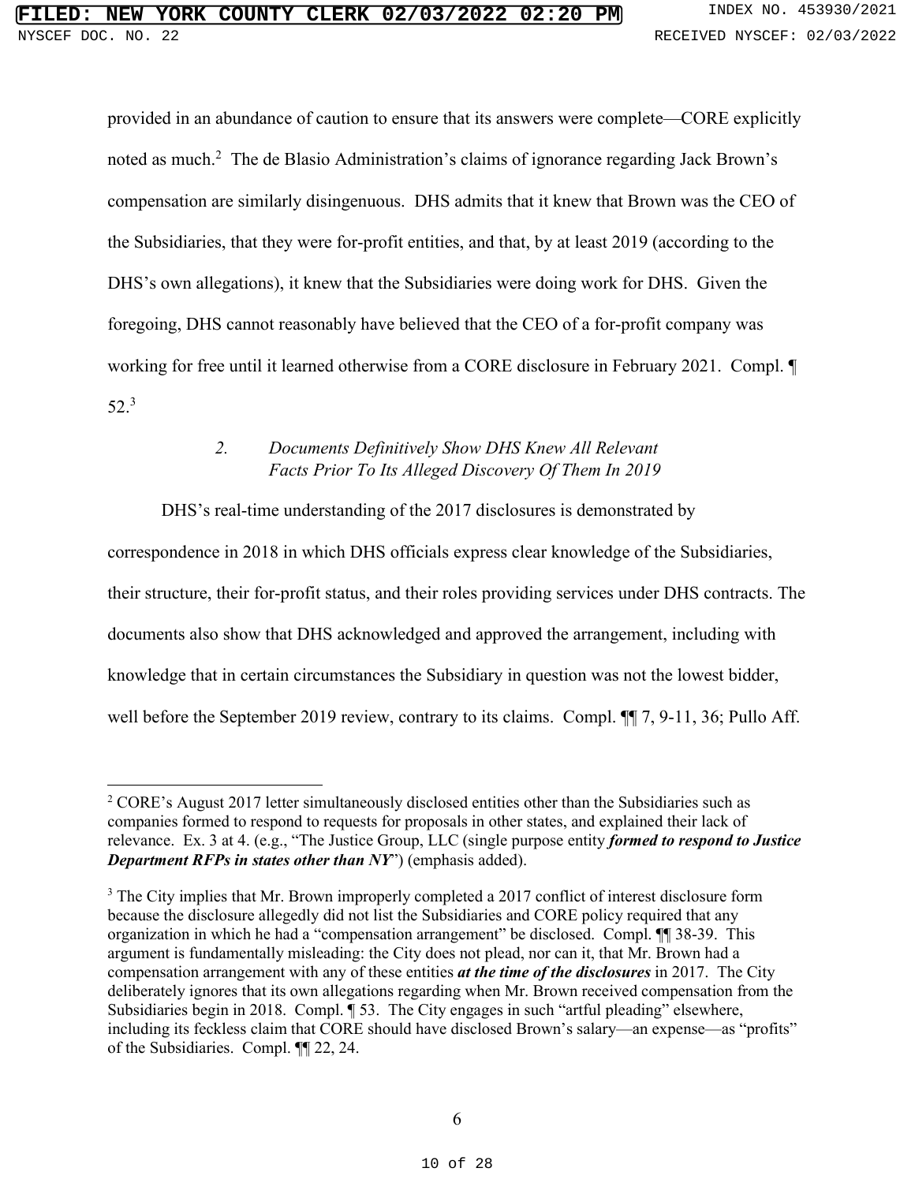provided in an abundance of caution to ensure that its answers were complete—CORE explicitly noted as much.[2] The de Blasio Administration's claims of ignorance regarding Jack Brown's compensation are similarly disingenuous. DHS admits that it knew that Brown was the CEO of the Subsidiaries, that they were for-profit entities, and that, by at least 2019 (according to the DHS's own allegations), it knew that the Subsidiaries were doing work for DHS. Given the foregoing, DHS cannot reasonably have believed that the CEO of a for-profit company was working for free until it learned otherwise from a CORE disclosure in February 2021. Compl. ¶ 52.[3]

*2. Documents Definitively Show DHS Knew All Relevant Facts Prior To Its Alleged Discovery Of Them In 2019*

DHS's real-time understanding of the 2017 disclosures is demonstrated by correspondence in 2018 in which DHS officials express clear knowledge of the Subsidiaries, their structure, their for-profit status, and their roles providing services under DHS contracts. The documents also show that DHS acknowledged and approved the arrangement, including with knowledge that in certain circumstances the Subsidiary in question was not the lowest bidder, well before the September 2019 review, contrary to its claims. Compl. ¶¶ 7, 9-11, 36; Pullo Aff.

---

[2] CORE's August 2017 letter simultaneously disclosed entities other than the Subsidiaries such as companies formed to respond to requests for proposals in other states, and explained their lack of relevance. Ex. 3 at 4. (e.g., "The Justice Group, LLC (single purpose entity ***formed to respond to Justice Department RFPs in states other than NY***") (emphasis added).

[3] The City implies that Mr. Brown improperly completed a 2017 conflict of interest disclosure form because the disclosure allegedly did not list the Subsidiaries and CORE policy required that any organization in which he had a "compensation arrangement" be disclosed. Compl. ¶¶ 38-39. This argument is fundamentally misleading: the City does not plead, nor can it, that Mr. Brown had a compensation arrangement with any of these entities ***at the time of the disclosures*** in 2017. The City deliberately ignores that its own allegations regarding when Mr. Brown received compensation from the Subsidiaries begin in 2018. Compl. ¶ 53. The City engages in such "artful pleading" elsewhere, including its feckless claim that CORE should have disclosed Brown's salary—an expense—as "profits" of the Subsidiaries. Compl. ¶¶ 22, 24.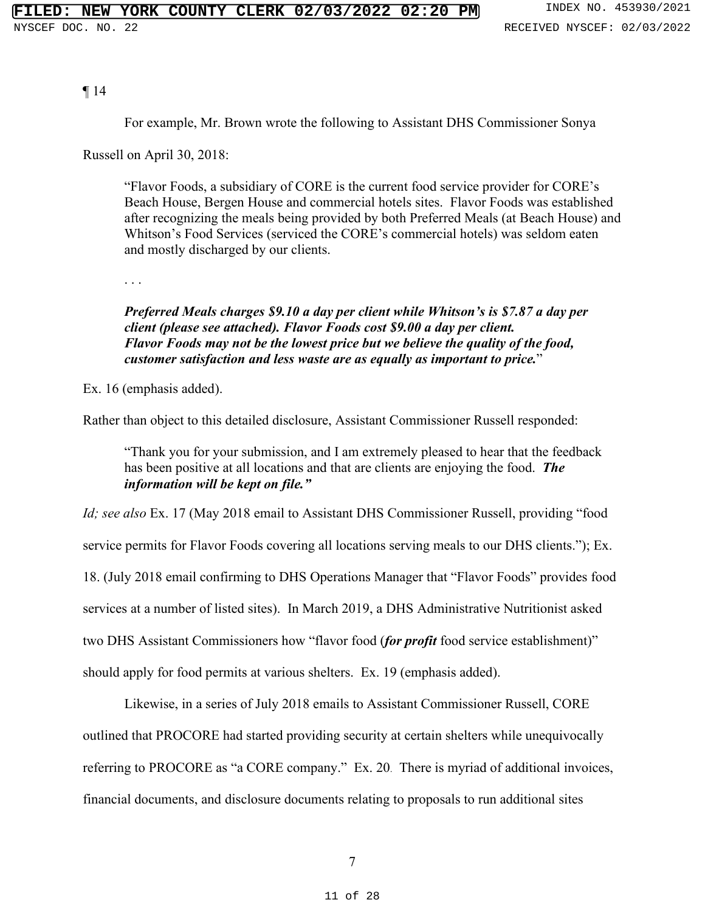¶ 14

For example, Mr. Brown wrote the following to Assistant DHS Commissioner Sonya Russell on April 30, 2018:

> "Flavor Foods, a subsidiary of CORE is the current food service provider for CORE's Beach House, Bergen House and commercial hotels sites. Flavor Foods was established after recognizing the meals being provided by both Preferred Meals (at Beach House) and Whitson's Food Services (serviced the CORE's commercial hotels) was seldom eaten and mostly discharged by our clients.
>
> . . .
>
> ***Preferred Meals charges $9.10 a day per client while Whitson's is $7.87 a day per client (please see attached). Flavor Foods cost $9.00 a day per client. Flavor Foods may not be the lowest price but we believe the quality of the food, customer satisfaction and less waste are as equally as important to price.***"

Ex. 16 (emphasis added).

Rather than object to this detailed disclosure, Assistant Commissioner Russell responded:

> "Thank you for your submission, and I am extremely pleased to hear that the feedback has been positive at all locations and that are clients are enjoying the food. ***The information will be kept on file."***

*Id; see also* Ex. 17 (May 2018 email to Assistant DHS Commissioner Russell, providing "food service permits for Flavor Foods covering all locations serving meals to our DHS clients."); Ex. 18. (July 2018 email confirming to DHS Operations Manager that "Flavor Foods" provides food services at a number of listed sites). In March 2019, a DHS Administrative Nutritionist asked two DHS Assistant Commissioners how "flavor food (***for profit*** food service establishment)" should apply for food permits at various shelters. Ex. 19 (emphasis added).

Likewise, in a series of July 2018 emails to Assistant Commissioner Russell, CORE outlined that PROCORE had started providing security at certain shelters while unequivocally referring to PROCORE as "a CORE company." Ex. 20. There is myriad of additional invoices, financial documents, and disclosure documents relating to proposals to run additional sites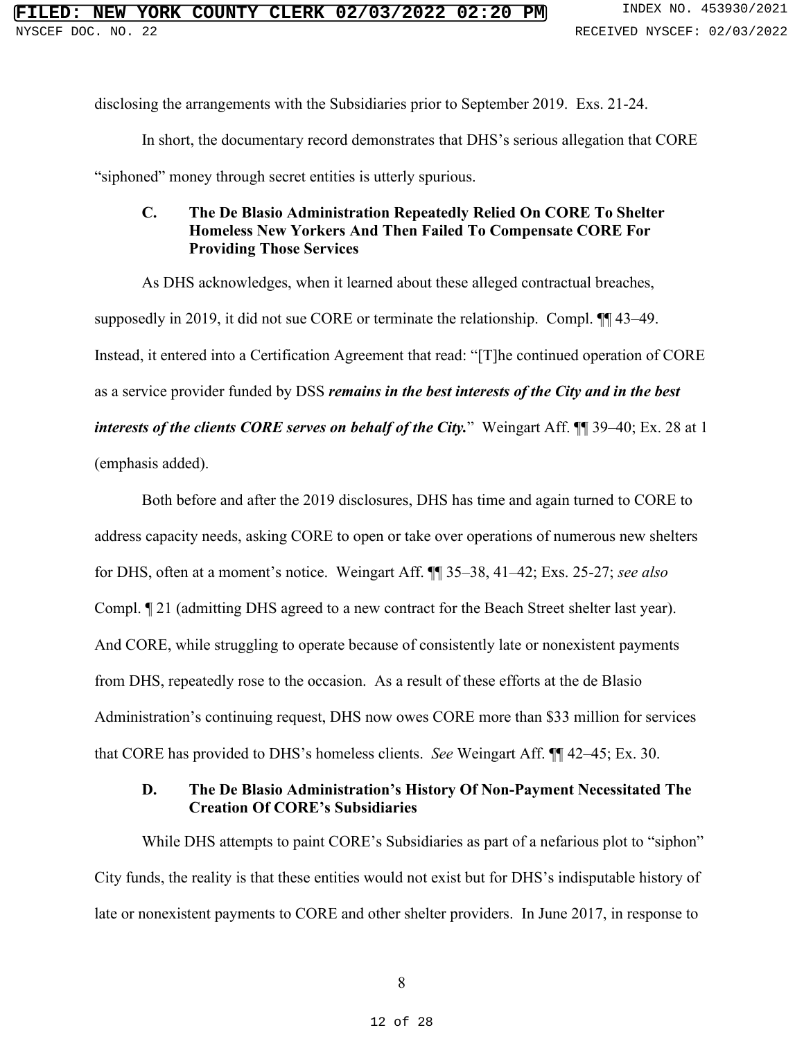disclosing the arrangements with the Subsidiaries prior to September 2019. Exs. 21-24.

In short, the documentary record demonstrates that DHS's serious allegation that CORE "siphoned" money through secret entities is utterly spurious.

### C. The De Blasio Administration Repeatedly Relied On CORE To Shelter Homeless New Yorkers And Then Failed To Compensate CORE For Providing Those Services

As DHS acknowledges, when it learned about these alleged contractual breaches, supposedly in 2019, it did not sue CORE or terminate the relationship. Compl. ¶¶ 43–49. Instead, it entered into a Certification Agreement that read: "[T]he continued operation of CORE as a service provider funded by DSS ***remains in the best interests of the City and in the best interests of the clients CORE serves on behalf of the City.***" Weingart Aff. ¶¶ 39–40; Ex. 28 at 1 (emphasis added).

Both before and after the 2019 disclosures, DHS has time and again turned to CORE to address capacity needs, asking CORE to open or take over operations of numerous new shelters for DHS, often at a moment's notice. Weingart Aff. ¶¶ 35–38, 41–42; Exs. 25-27; *see also* Compl. ¶ 21 (admitting DHS agreed to a new contract for the Beach Street shelter last year). And CORE, while struggling to operate because of consistently late or nonexistent payments from DHS, repeatedly rose to the occasion. As a result of these efforts at the de Blasio Administration's continuing request, DHS now owes CORE more than $33 million for services that CORE has provided to DHS's homeless clients. *See* Weingart Aff. ¶¶ 42–45; Ex. 30.

### D. The De Blasio Administration's History Of Non-Payment Necessitated The Creation Of CORE's Subsidiaries

While DHS attempts to paint CORE's Subsidiaries as part of a nefarious plot to "siphon" City funds, the reality is that these entities would not exist but for DHS's indisputable history of late or nonexistent payments to CORE and other shelter providers. In June 2017, in response to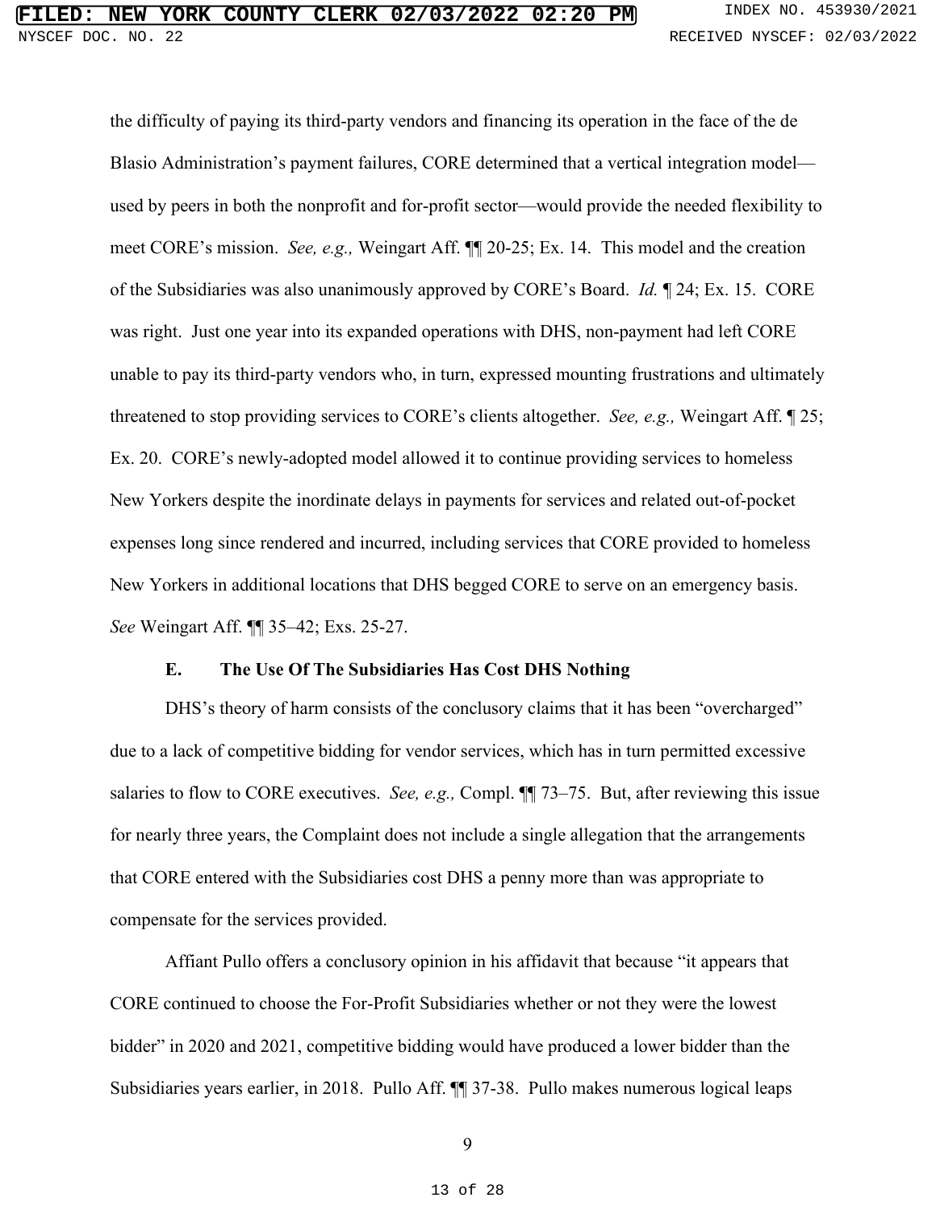the difficulty of paying its third-party vendors and financing its operation in the face of the de Blasio Administration's payment failures, CORE determined that a vertical integration model—used by peers in both the nonprofit and for-profit sector—would provide the needed flexibility to meet CORE's mission. *See, e.g.,* Weingart Aff. ¶¶ 20-25; Ex. 14. This model and the creation of the Subsidiaries was also unanimously approved by CORE's Board. *Id.* ¶ 24; Ex. 15. CORE was right. Just one year into its expanded operations with DHS, non-payment had left CORE unable to pay its third-party vendors who, in turn, expressed mounting frustrations and ultimately threatened to stop providing services to CORE's clients altogether. *See, e.g.,* Weingart Aff. ¶ 25; Ex. 20. CORE's newly-adopted model allowed it to continue providing services to homeless New Yorkers despite the inordinate delays in payments for services and related out-of-pocket expenses long since rendered and incurred, including services that CORE provided to homeless New Yorkers in additional locations that DHS begged CORE to serve on an emergency basis. *See* Weingart Aff. ¶¶ 35–42; Exs. 25-27.

### E. The Use Of The Subsidiaries Has Cost DHS Nothing

DHS's theory of harm consists of the conclusory claims that it has been "overcharged" due to a lack of competitive bidding for vendor services, which has in turn permitted excessive salaries to flow to CORE executives. *See, e.g.,* Compl. ¶¶ 73–75. But, after reviewing this issue for nearly three years, the Complaint does not include a single allegation that the arrangements that CORE entered with the Subsidiaries cost DHS a penny more than was appropriate to compensate for the services provided.

Affiant Pullo offers a conclusory opinion in his affidavit that because "it appears that CORE continued to choose the For-Profit Subsidiaries whether or not they were the lowest bidder" in 2020 and 2021, competitive bidding would have produced a lower bidder than the Subsidiaries years earlier, in 2018. Pullo Aff. ¶¶ 37-38. Pullo makes numerous logical leaps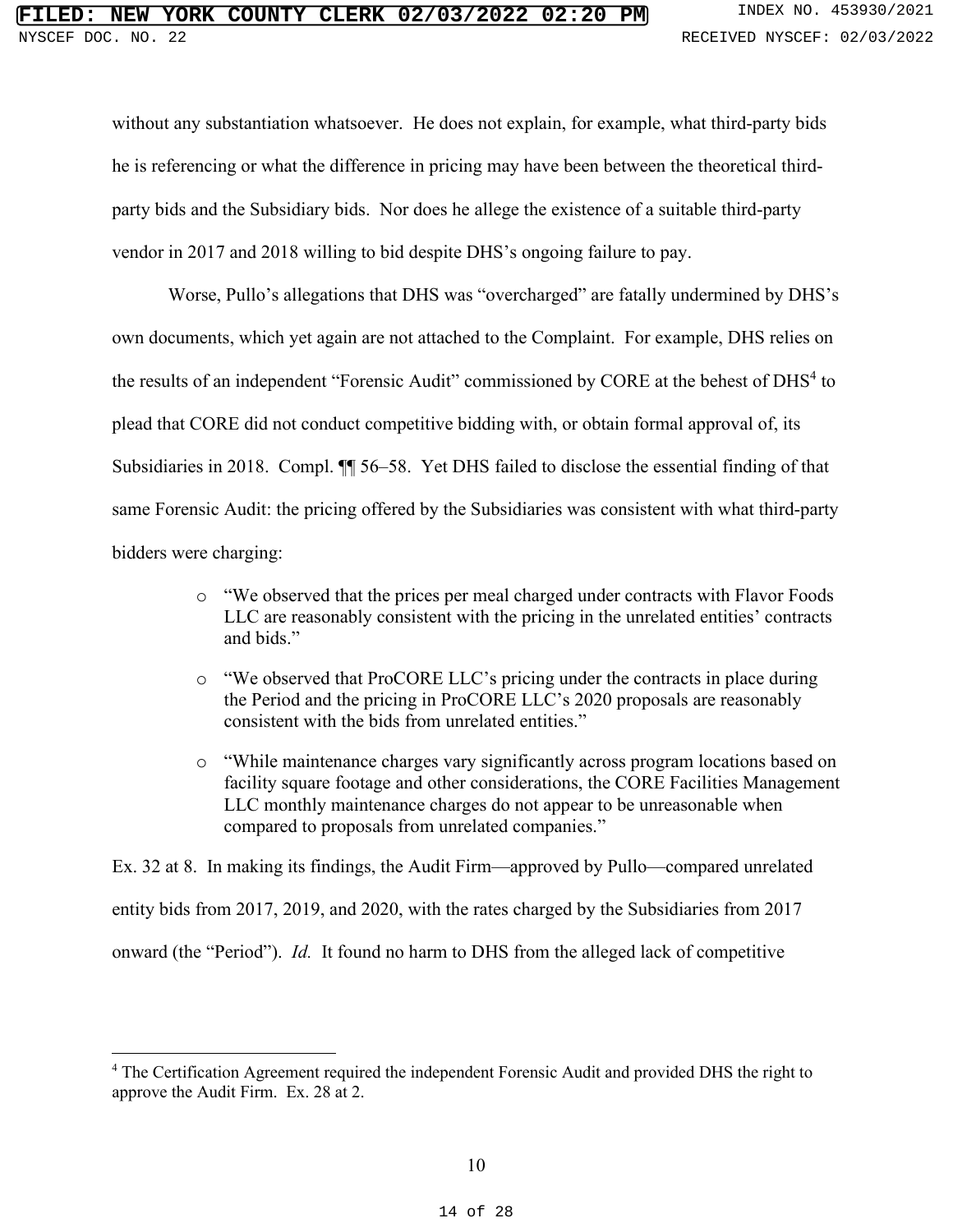without any substantiation whatsoever. He does not explain, for example, what third-party bids he is referencing or what the difference in pricing may have been between the theoretical third-party bids and the Subsidiary bids. Nor does he allege the existence of a suitable third-party vendor in 2017 and 2018 willing to bid despite DHS's ongoing failure to pay.

Worse, Pullo's allegations that DHS was "overcharged" are fatally undermined by DHS's own documents, which yet again are not attached to the Complaint. For example, DHS relies on the results of an independent "Forensic Audit" commissioned by CORE at the behest of DHS[4] to plead that CORE did not conduct competitive bidding with, or obtain formal approval of, its Subsidiaries in 2018. Compl. ¶¶ 56–58. Yet DHS failed to disclose the essential finding of that same Forensic Audit: the pricing offered by the Subsidiaries was consistent with what third-party bidders were charging:

- "We observed that the prices per meal charged under contracts with Flavor Foods LLC are reasonably consistent with the pricing in the unrelated entities' contracts and bids."
- "We observed that ProCORE LLC's pricing under the contracts in place during the Period and the pricing in ProCORE LLC's 2020 proposals are reasonably consistent with the bids from unrelated entities."
- "While maintenance charges vary significantly across program locations based on facility square footage and other considerations, the CORE Facilities Management LLC monthly maintenance charges do not appear to be unreasonable when compared to proposals from unrelated companies."

Ex. 32 at 8. In making its findings, the Audit Firm—approved by Pullo—compared unrelated entity bids from 2017, 2019, and 2020, with the rates charged by the Subsidiaries from 2017 onward (the "Period"). *Id.* It found no harm to DHS from the alleged lack of competitive

[4] The Certification Agreement required the independent Forensic Audit and provided DHS the right to approve the Audit Firm. Ex. 28 at 2.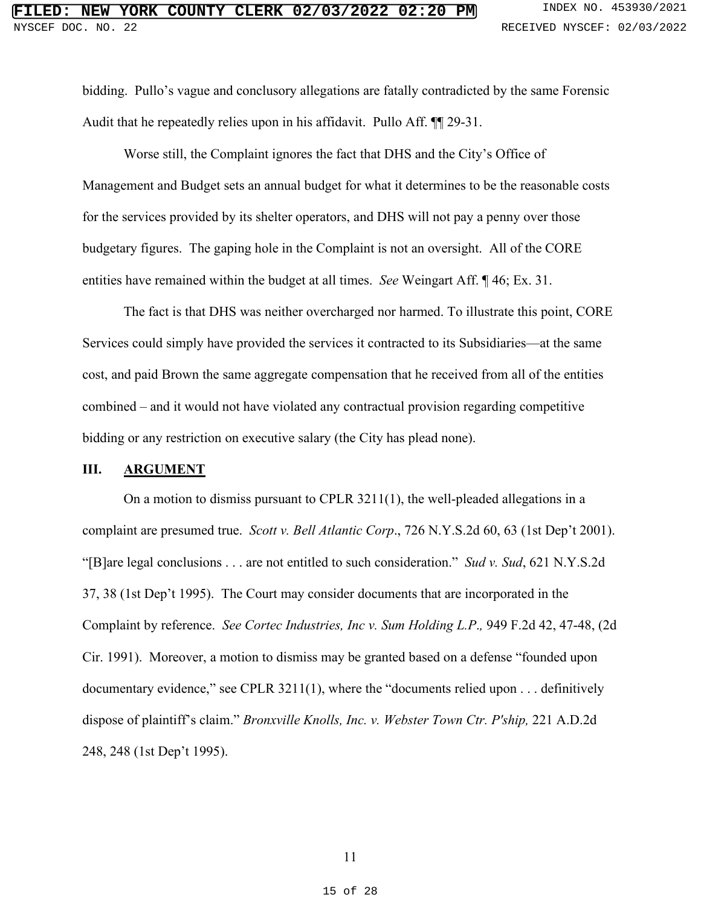bidding. Pullo's vague and conclusory allegations are fatally contradicted by the same Forensic Audit that he repeatedly relies upon in his affidavit. Pullo Aff. ¶¶ 29-31.

Worse still, the Complaint ignores the fact that DHS and the City's Office of Management and Budget sets an annual budget for what it determines to be the reasonable costs for the services provided by its shelter operators, and DHS will not pay a penny over those budgetary figures. The gaping hole in the Complaint is not an oversight. All of the CORE entities have remained within the budget at all times. *See* Weingart Aff. ¶ 46; Ex. 31.

The fact is that DHS was neither overcharged nor harmed. To illustrate this point, CORE Services could simply have provided the services it contracted to its Subsidiaries—at the same cost, and paid Brown the same aggregate compensation that he received from all of the entities combined – and it would not have violated any contractual provision regarding competitive bidding or any restriction on executive salary (the City has plead none).

## III. <u>ARGUMENT</u>

On a motion to dismiss pursuant to CPLR 3211(1), the well-pleaded allegations in a complaint are presumed true. *Scott v. Bell Atlantic Corp*., 726 N.Y.S.2d 60, 63 (1st Dep't 2001). "[B]are legal conclusions . . . are not entitled to such consideration." *Sud v. Sud*, 621 N.Y.S.2d 37, 38 (1st Dep't 1995). The Court may consider documents that are incorporated in the Complaint by reference. *See Cortec Industries, Inc v. Sum Holding L.P.,* 949 F.2d 42, 47-48, (2d Cir. 1991). Moreover, a motion to dismiss may be granted based on a defense "founded upon documentary evidence," see CPLR 3211(1), where the "documents relied upon . . . definitively dispose of plaintiff's claim." *Bronxville Knolls, Inc. v. Webster Town Ctr. P'ship,* 221 A.D.2d 248, 248 (1st Dep't 1995).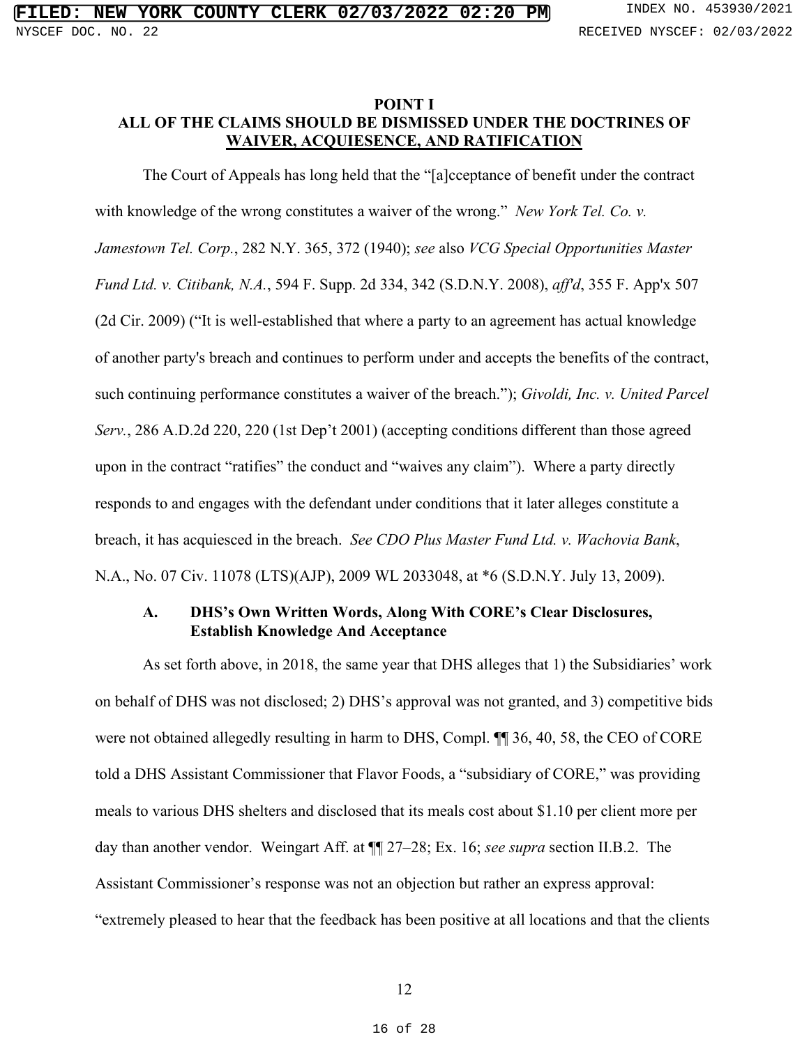**POINT I**

**ALL OF THE CLAIMS SHOULD BE DISMISSED UNDER THE DOCTRINES OF WAIVER, ACQUIESENCE, AND RATIFICATION**

The Court of Appeals has long held that the "[a]cceptance of benefit under the contract with knowledge of the wrong constitutes a waiver of the wrong." *New York Tel. Co. v. Jamestown Tel. Corp.*, 282 N.Y. 365, 372 (1940); *see* also *VCG Special Opportunities Master Fund Ltd. v. Citibank, N.A.*, 594 F. Supp. 2d 334, 342 (S.D.N.Y. 2008), *aff'd*, 355 F. App'x 507 (2d Cir. 2009) ("It is well-established that where a party to an agreement has actual knowledge of another party's breach and continues to perform under and accepts the benefits of the contract, such continuing performance constitutes a waiver of the breach."); *Givoldi, Inc. v. United Parcel Serv.*, 286 A.D.2d 220, 220 (1st Dep't 2001) (accepting conditions different than those agreed upon in the contract "ratifies" the conduct and "waives any claim"). Where a party directly responds to and engages with the defendant under conditions that it later alleges constitute a breach, it has acquiesced in the breach. *See CDO Plus Master Fund Ltd. v. Wachovia Bank*, N.A., No. 07 Civ. 11078 (LTS)(AJP), 2009 WL 2033048, at *6 (S.D.N.Y. July 13, 2009).

**A. DHS's Own Written Words, Along With CORE's Clear Disclosures, Establish Knowledge And Acceptance**

As set forth above, in 2018, the same year that DHS alleges that 1) the Subsidiaries' work on behalf of DHS was not disclosed; 2) DHS's approval was not granted, and 3) competitive bids were not obtained allegedly resulting in harm to DHS, Compl. ¶¶ 36, 40, 58, the CEO of CORE told a DHS Assistant Commissioner that Flavor Foods, a "subsidiary of CORE," was providing meals to various DHS shelters and disclosed that its meals cost about \$1.10 per client more per day than another vendor. Weingart Aff. at ¶¶ 27–28; Ex. 16; *see supra* section II.B.2. The Assistant Commissioner's response was not an objection but rather an express approval: "extremely pleased to hear that the feedback has been positive at all locations and that the clients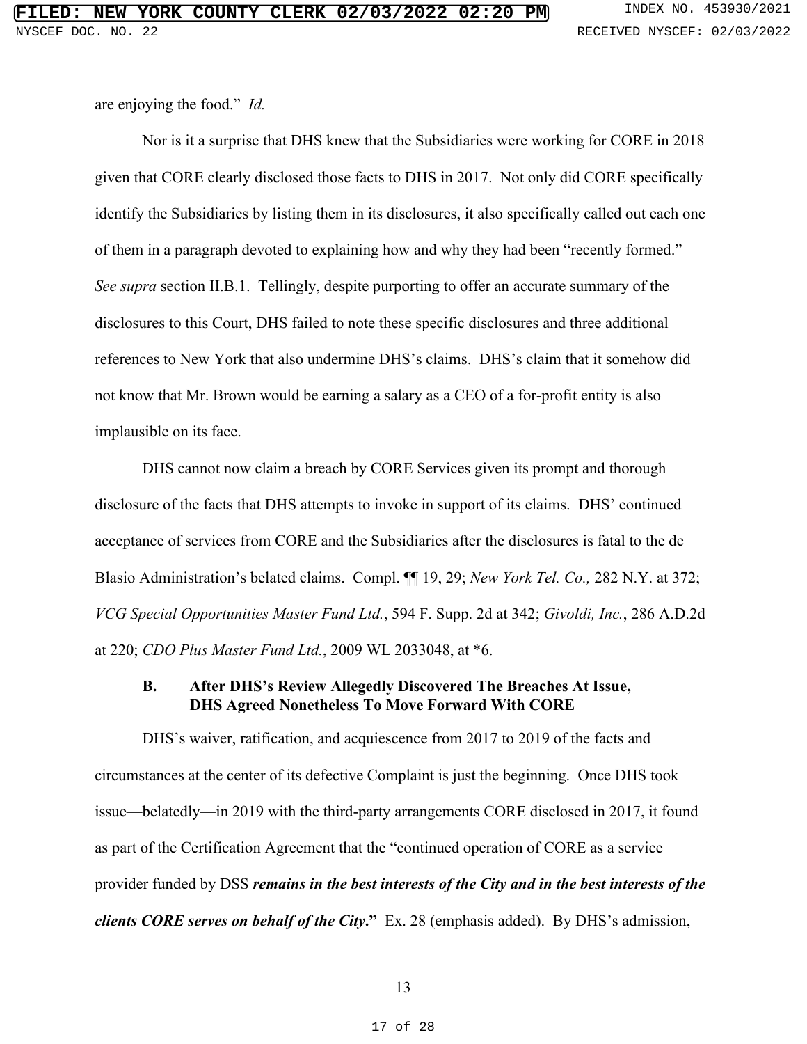are enjoying the food." *Id.*

Nor is it a surprise that DHS knew that the Subsidiaries were working for CORE in 2018 given that CORE clearly disclosed those facts to DHS in 2017. Not only did CORE specifically identify the Subsidiaries by listing them in its disclosures, it also specifically called out each one of them in a paragraph devoted to explaining how and why they had been "recently formed." *See supra* section II.B.1. Tellingly, despite purporting to offer an accurate summary of the disclosures to this Court, DHS failed to note these specific disclosures and three additional references to New York that also undermine DHS's claims. DHS's claim that it somehow did not know that Mr. Brown would be earning a salary as a CEO of a for-profit entity is also implausible on its face.

DHS cannot now claim a breach by CORE Services given its prompt and thorough disclosure of the facts that DHS attempts to invoke in support of its claims. DHS' continued acceptance of services from CORE and the Subsidiaries after the disclosures is fatal to the de Blasio Administration's belated claims. Compl. ¶¶ 19, 29; *New York Tel. Co.,* 282 N.Y. at 372; *VCG Special Opportunities Master Fund Ltd.*, 594 F. Supp. 2d at 342; *Givoldi, Inc.*, 286 A.D.2d at 220; *CDO Plus Master Fund Ltd.*, 2009 WL 2033048, at *6.

### B. After DHS's Review Allegedly Discovered The Breaches At Issue, DHS Agreed Nonetheless To Move Forward With CORE

DHS's waiver, ratification, and acquiescence from 2017 to 2019 of the facts and circumstances at the center of its defective Complaint is just the beginning. Once DHS took issue—belatedly—in 2019 with the third-party arrangements CORE disclosed in 2017, it found as part of the Certification Agreement that the "continued operation of CORE as a service provider funded by DSS ***remains in the best interests of the City and in the best interests of the clients CORE serves on behalf of the City*.**" Ex. 28 (emphasis added). By DHS's admission,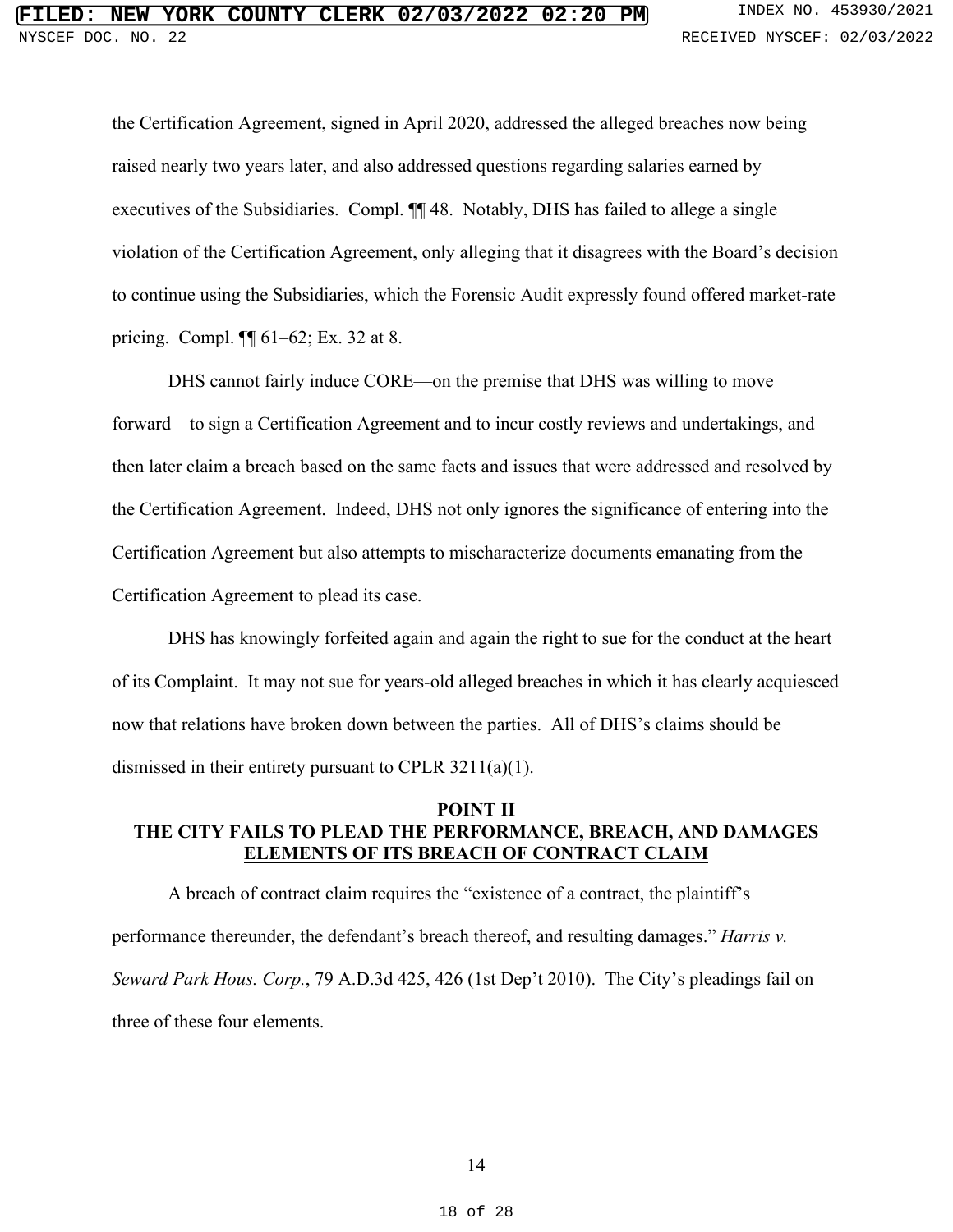the Certification Agreement, signed in April 2020, addressed the alleged breaches now being raised nearly two years later, and also addressed questions regarding salaries earned by executives of the Subsidiaries. Compl. ¶¶ 48. Notably, DHS has failed to allege a single violation of the Certification Agreement, only alleging that it disagrees with the Board's decision to continue using the Subsidiaries, which the Forensic Audit expressly found offered market-rate pricing. Compl. ¶¶ 61–62; Ex. 32 at 8.

DHS cannot fairly induce CORE—on the premise that DHS was willing to move forward—to sign a Certification Agreement and to incur costly reviews and undertakings, and then later claim a breach based on the same facts and issues that were addressed and resolved by the Certification Agreement. Indeed, DHS not only ignores the significance of entering into the Certification Agreement but also attempts to mischaracterize documents emanating from the Certification Agreement to plead its case.

DHS has knowingly forfeited again and again the right to sue for the conduct at the heart of its Complaint. It may not sue for years-old alleged breaches in which it has clearly acquiesced now that relations have broken down between the parties. All of DHS's claims should be dismissed in their entirety pursuant to CPLR 3211(a)(1).

## POINT II
## THE CITY FAILS TO PLEAD THE PERFORMANCE, BREACH, AND DAMAGES ELEMENTS OF ITS BREACH OF CONTRACT CLAIM

A breach of contract claim requires the "existence of a contract, the plaintiff's performance thereunder, the defendant's breach thereof, and resulting damages." *Harris v. Seward Park Hous. Corp.*, 79 A.D.3d 425, 426 (1st Dep't 2010). The City's pleadings fail on three of these four elements.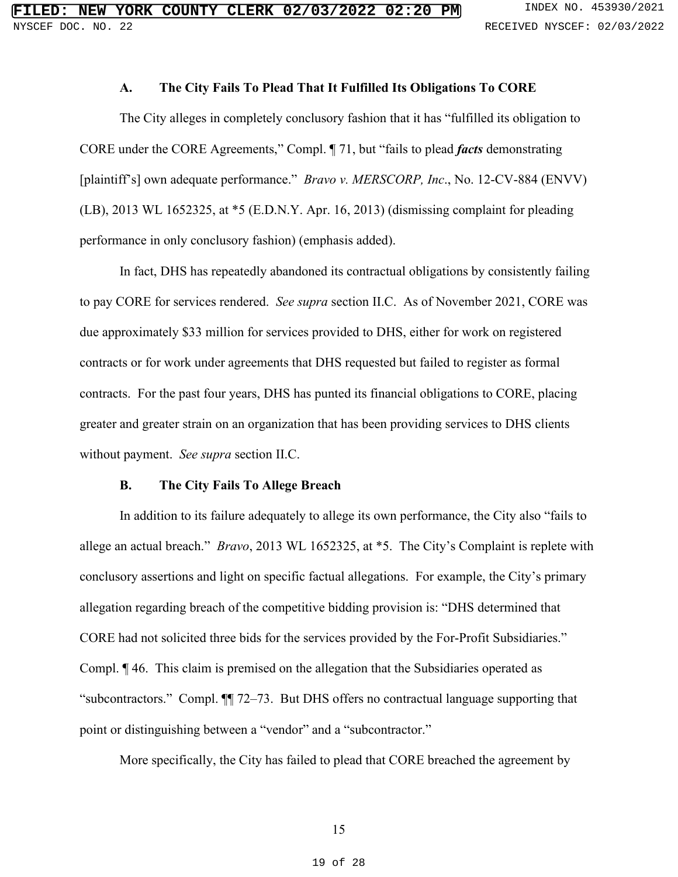### A. The City Fails To Plead That It Fulfilled Its Obligations To CORE

The City alleges in completely conclusory fashion that it has "fulfilled its obligation to CORE under the CORE Agreements," Compl. ¶ 71, but "fails to plead ***facts*** demonstrating [plaintiff's] own adequate performance." *Bravo v. MERSCORP, Inc.*, No. 12-CV-884 (ENVV) (LB), 2013 WL 1652325, at *5 (E.D.N.Y. Apr. 16, 2013) (dismissing complaint for pleading performance in only conclusory fashion) (emphasis added).

In fact, DHS has repeatedly abandoned its contractual obligations by consistently failing to pay CORE for services rendered. *See supra* section II.C. As of November 2021, CORE was due approximately $33 million for services provided to DHS, either for work on registered contracts or for work under agreements that DHS requested but failed to register as formal contracts. For the past four years, DHS has punted its financial obligations to CORE, placing greater and greater strain on an organization that has been providing services to DHS clients without payment. *See supra* section II.C.

### B. The City Fails To Allege Breach

In addition to its failure adequately to allege its own performance, the City also "fails to allege an actual breach." *Bravo*, 2013 WL 1652325, at *5. The City's Complaint is replete with conclusory assertions and light on specific factual allegations. For example, the City's primary allegation regarding breach of the competitive bidding provision is: "DHS determined that CORE had not solicited three bids for the services provided by the For-Profit Subsidiaries." Compl. ¶ 46. This claim is premised on the allegation that the Subsidiaries operated as "subcontractors." Compl. ¶¶ 72–73. But DHS offers no contractual language supporting that point or distinguishing between a "vendor" and a "subcontractor."

More specifically, the City has failed to plead that CORE breached the agreement by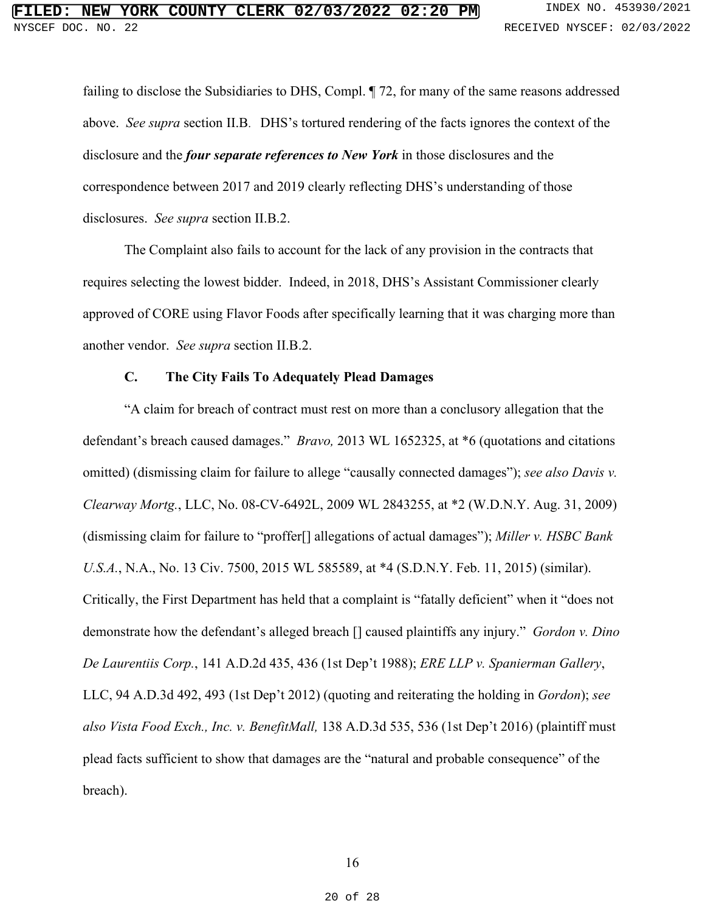failing to disclose the Subsidiaries to DHS, Compl. ¶ 72, for many of the same reasons addressed above. *See supra* section II.B. DHS's tortured rendering of the facts ignores the context of the disclosure and the ***four separate references to New York*** in those disclosures and the correspondence between 2017 and 2019 clearly reflecting DHS's understanding of those disclosures. *See supra* section II.B.2.

The Complaint also fails to account for the lack of any provision in the contracts that requires selecting the lowest bidder. Indeed, in 2018, DHS's Assistant Commissioner clearly approved of CORE using Flavor Foods after specifically learning that it was charging more than another vendor. *See supra* section II.B.2.

### C. The City Fails To Adequately Plead Damages

"A claim for breach of contract must rest on more than a conclusory allegation that the defendant's breach caused damages." *Bravo,* 2013 WL 1652325, at *6 (quotations and citations omitted) (dismissing claim for failure to allege "causally connected damages"); *see also Davis v. Clearway Mortg.*, LLC, No. 08-CV-6492L, 2009 WL 2843255, at *2 (W.D.N.Y. Aug. 31, 2009) (dismissing claim for failure to "proffer[] allegations of actual damages"); *Miller v. HSBC Bank U.S.A.*, N.A., No. 13 Civ. 7500, 2015 WL 585589, at *4 (S.D.N.Y. Feb. 11, 2015) (similar). Critically, the First Department has held that a complaint is "fatally deficient" when it "does not demonstrate how the defendant's alleged breach [] caused plaintiffs any injury." *Gordon v. Dino De Laurentiis Corp.*, 141 A.D.2d 435, 436 (1st Dep't 1988); *ERE LLP v. Spanierman Gallery*, LLC, 94 A.D.3d 492, 493 (1st Dep't 2012) (quoting and reiterating the holding in *Gordon*); *see also Vista Food Exch., Inc. v. BenefitMall,* 138 A.D.3d 535, 536 (1st Dep't 2016) (plaintiff must plead facts sufficient to show that damages are the "natural and probable consequence" of the breach).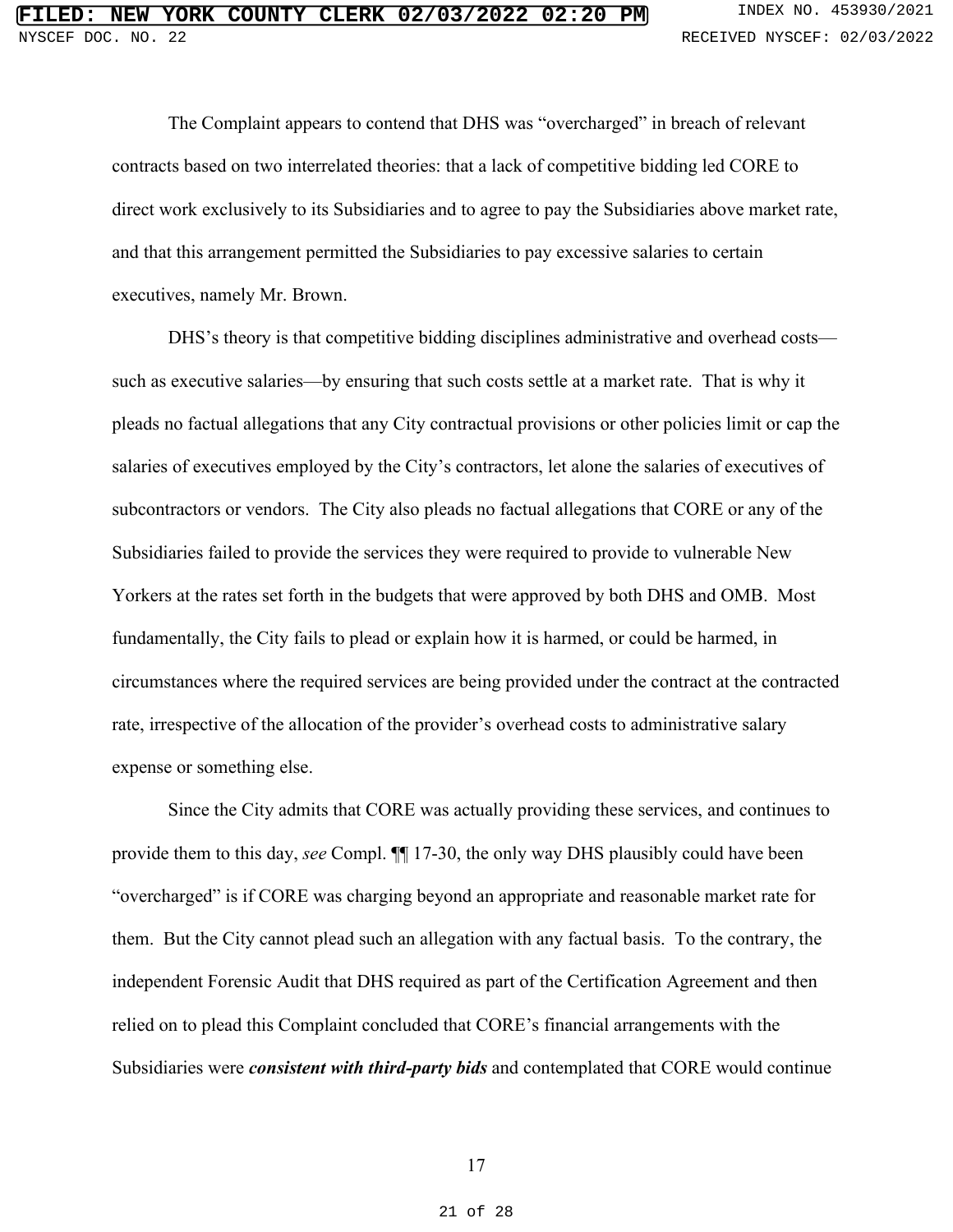The Complaint appears to contend that DHS was "overcharged" in breach of relevant contracts based on two interrelated theories: that a lack of competitive bidding led CORE to direct work exclusively to its Subsidiaries and to agree to pay the Subsidiaries above market rate, and that this arrangement permitted the Subsidiaries to pay excessive salaries to certain executives, namely Mr. Brown.

DHS's theory is that competitive bidding disciplines administrative and overhead costs—such as executive salaries—by ensuring that such costs settle at a market rate. That is why it pleads no factual allegations that any City contractual provisions or other policies limit or cap the salaries of executives employed by the City's contractors, let alone the salaries of executives of subcontractors or vendors. The City also pleads no factual allegations that CORE or any of the Subsidiaries failed to provide the services they were required to provide to vulnerable New Yorkers at the rates set forth in the budgets that were approved by both DHS and OMB. Most fundamentally, the City fails to plead or explain how it is harmed, or could be harmed, in circumstances where the required services are being provided under the contract at the contracted rate, irrespective of the allocation of the provider's overhead costs to administrative salary expense or something else.

Since the City admits that CORE was actually providing these services, and continues to provide them to this day, *see* Compl. ¶¶ 17-30, the only way DHS plausibly could have been "overcharged" is if CORE was charging beyond an appropriate and reasonable market rate for them. But the City cannot plead such an allegation with any factual basis. To the contrary, the independent Forensic Audit that DHS required as part of the Certification Agreement and then relied on to plead this Complaint concluded that CORE's financial arrangements with the Subsidiaries were ***consistent with third-party bids*** and contemplated that CORE would continue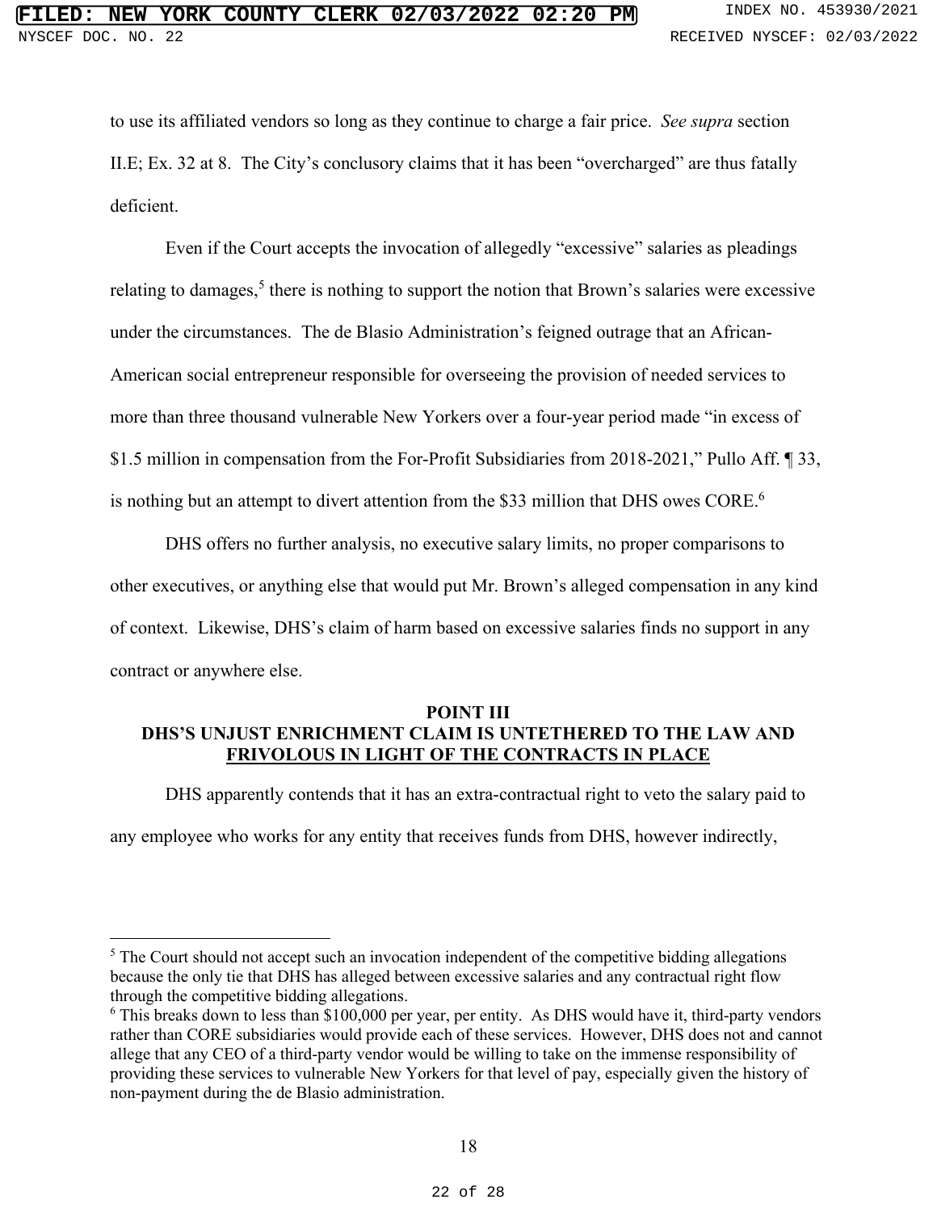to use its affiliated vendors so long as they continue to charge a fair price. *See supra* section II.E; Ex. 32 at 8. The City's conclusory claims that it has been "overcharged" are thus fatally deficient.

Even if the Court accepts the invocation of allegedly "excessive" salaries as pleadings relating to damages,[5] there is nothing to support the notion that Brown's salaries were excessive under the circumstances. The de Blasio Administration's feigned outrage that an African-American social entrepreneur responsible for overseeing the provision of needed services to more than three thousand vulnerable New Yorkers over a four-year period made "in excess of $1.5 million in compensation from the For-Profit Subsidiaries from 2018-2021," Pullo Aff. ¶ 33, is nothing but an attempt to divert attention from the $33 million that DHS owes CORE.[6]

DHS offers no further analysis, no executive salary limits, no proper comparisons to other executives, or anything else that would put Mr. Brown's alleged compensation in any kind of context. Likewise, DHS's claim of harm based on excessive salaries finds no support in any contract or anywhere else.

## POINT III
## DHS'S UNJUST ENRICHMENT CLAIM IS UNTETHERED TO THE LAW AND FRIVOLOUS IN LIGHT OF THE CONTRACTS IN PLACE

DHS apparently contends that it has an extra-contractual right to veto the salary paid to any employee who works for any entity that receives funds from DHS, however indirectly,

---

[5] The Court should not accept such an invocation independent of the competitive bidding allegations because the only tie that DHS has alleged between excessive salaries and any contractual right flow through the competitive bidding allegations.

[6] This breaks down to less than $100,000 per year, per entity. As DHS would have it, third-party vendors rather than CORE subsidiaries would provide each of these services. However, DHS does not and cannot allege that any CEO of a third-party vendor would be willing to take on the immense responsibility of providing these services to vulnerable New Yorkers for that level of pay, especially given the history of non-payment during the de Blasio administration.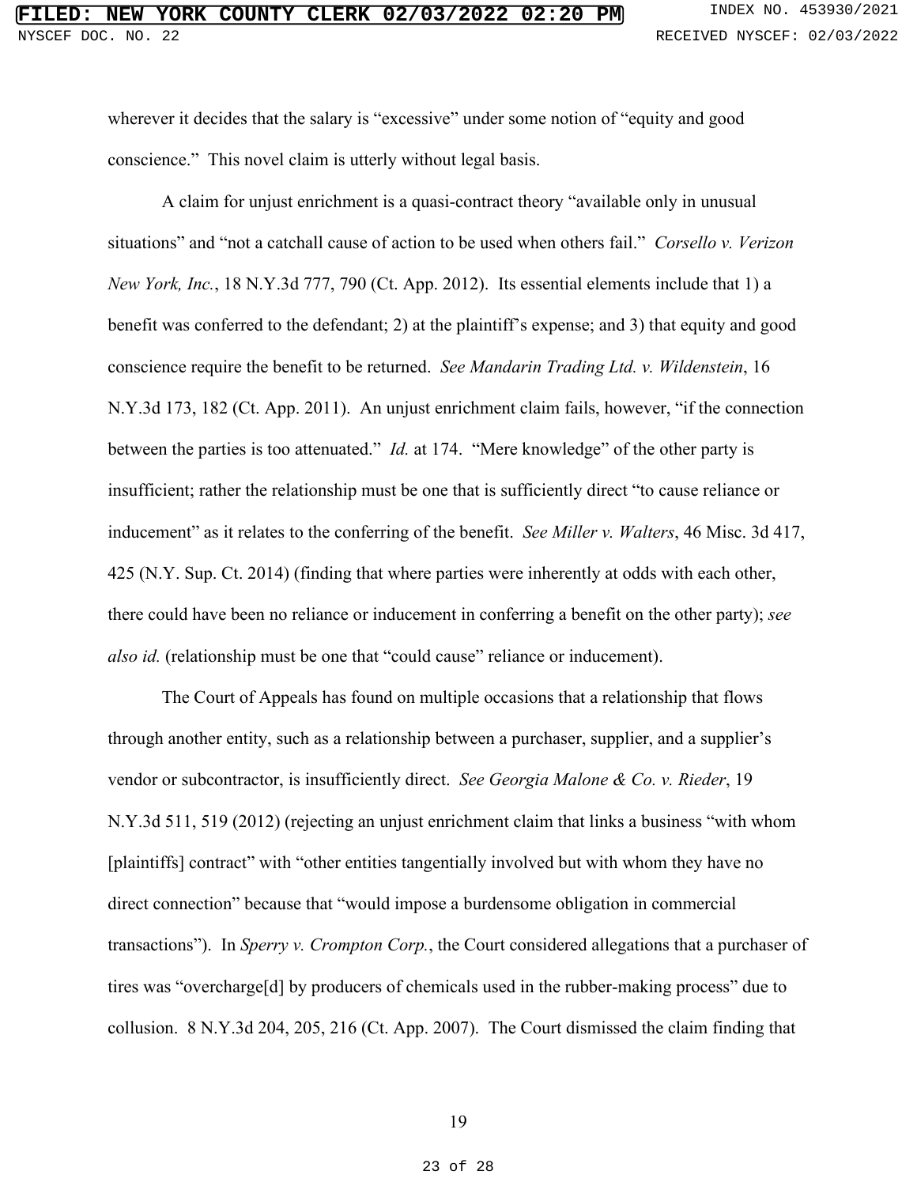wherever it decides that the salary is "excessive" under some notion of "equity and good conscience." This novel claim is utterly without legal basis.

A claim for unjust enrichment is a quasi-contract theory "available only in unusual situations" and "not a catchall cause of action to be used when others fail." *Corsello v. Verizon New York, Inc.*, 18 N.Y.3d 777, 790 (Ct. App. 2012). Its essential elements include that 1) a benefit was conferred to the defendant; 2) at the plaintiff's expense; and 3) that equity and good conscience require the benefit to be returned. *See Mandarin Trading Ltd. v. Wildenstein*, 16 N.Y.3d 173, 182 (Ct. App. 2011). An unjust enrichment claim fails, however, "if the connection between the parties is too attenuated." *Id.* at 174. "Mere knowledge" of the other party is insufficient; rather the relationship must be one that is sufficiently direct "to cause reliance or inducement" as it relates to the conferring of the benefit. *See Miller v. Walters*, 46 Misc. 3d 417, 425 (N.Y. Sup. Ct. 2014) (finding that where parties were inherently at odds with each other, there could have been no reliance or inducement in conferring a benefit on the other party); *see also id.* (relationship must be one that "could cause" reliance or inducement).

The Court of Appeals has found on multiple occasions that a relationship that flows through another entity, such as a relationship between a purchaser, supplier, and a supplier's vendor or subcontractor, is insufficiently direct. *See Georgia Malone & Co. v. Rieder*, 19 N.Y.3d 511, 519 (2012) (rejecting an unjust enrichment claim that links a business "with whom [plaintiffs] contract" with "other entities tangentially involved but with whom they have no direct connection" because that "would impose a burdensome obligation in commercial transactions"). In *Sperry v. Crompton Corp.*, the Court considered allegations that a purchaser of tires was "overcharge[d] by producers of chemicals used in the rubber-making process" due to collusion. 8 N.Y.3d 204, 205, 216 (Ct. App. 2007). The Court dismissed the claim finding that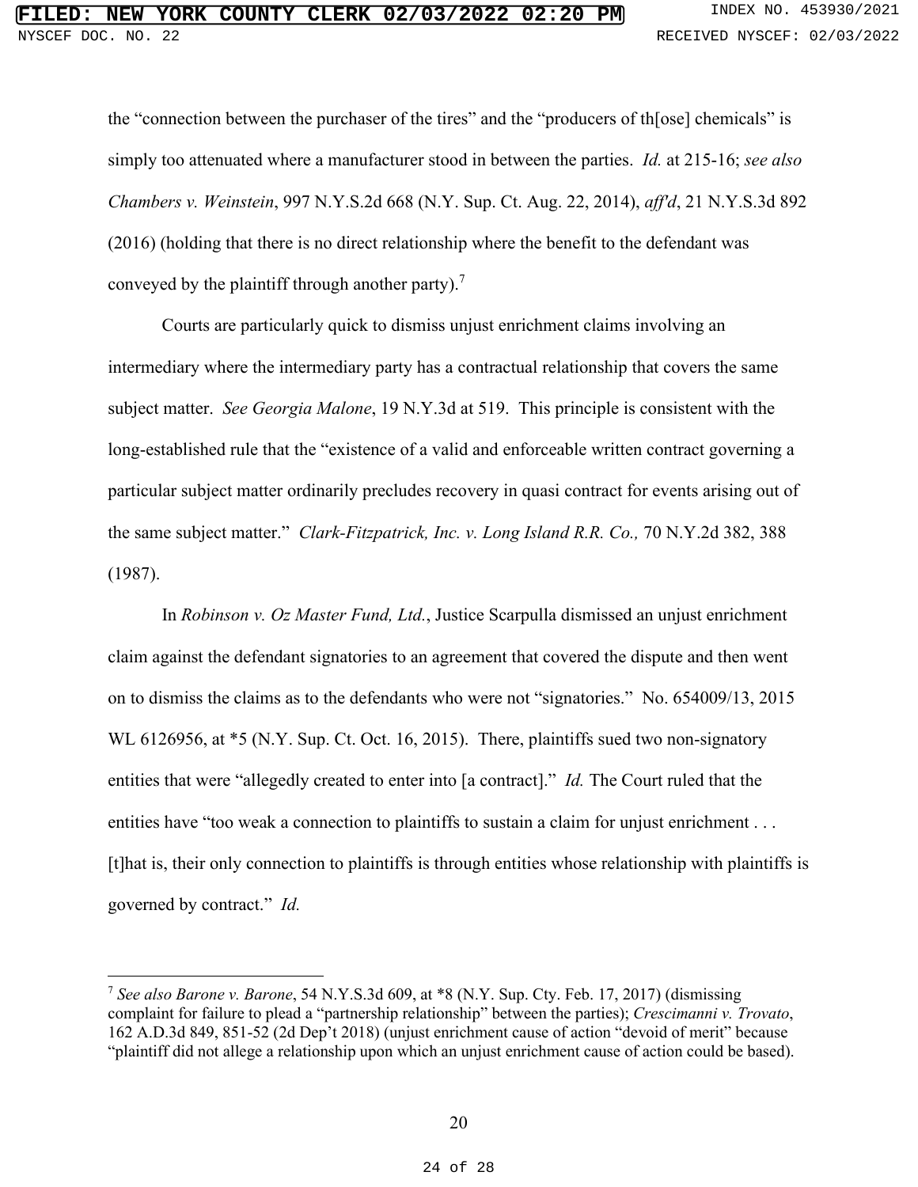the "connection between the purchaser of the tires" and the "producers of th[ose] chemicals" is simply too attenuated where a manufacturer stood in between the parties. *Id.* at 215-16; *see also Chambers v. Weinstein*, 997 N.Y.S.2d 668 (N.Y. Sup. Ct. Aug. 22, 2014), *aff'd*, 21 N.Y.S.3d 892 (2016) (holding that there is no direct relationship where the benefit to the defendant was conveyed by the plaintiff through another party).[7]

Courts are particularly quick to dismiss unjust enrichment claims involving an intermediary where the intermediary party has a contractual relationship that covers the same subject matter. *See Georgia Malone*, 19 N.Y.3d at 519. This principle is consistent with the long-established rule that the "existence of a valid and enforceable written contract governing a particular subject matter ordinarily precludes recovery in quasi contract for events arising out of the same subject matter." *Clark-Fitzpatrick, Inc. v. Long Island R.R. Co.,* 70 N.Y.2d 382, 388 (1987).

In *Robinson v. Oz Master Fund, Ltd.*, Justice Scarpulla dismissed an unjust enrichment claim against the defendant signatories to an agreement that covered the dispute and then went on to dismiss the claims as to the defendants who were not "signatories." No. 654009/13, 2015 WL 6126956, at *5 (N.Y. Sup. Ct. Oct. 16, 2015). There, plaintiffs sued two non-signatory entities that were "allegedly created to enter into [a contract]." *Id.* The Court ruled that the entities have "too weak a connection to plaintiffs to sustain a claim for unjust enrichment . . . [t]hat is, their only connection to plaintiffs is through entities whose relationship with plaintiffs is governed by contract." *Id.*

---

[7] *See also Barone v. Barone*, 54 N.Y.S.3d 609, at *8 (N.Y. Sup. Cty. Feb. 17, 2017) (dismissing complaint for failure to plead a "partnership relationship" between the parties); *Crescimanni v. Trovato*, 162 A.D.3d 849, 851-52 (2d Dep't 2018) (unjust enrichment cause of action "devoid of merit" because "plaintiff did not allege a relationship upon which an unjust enrichment cause of action could be based).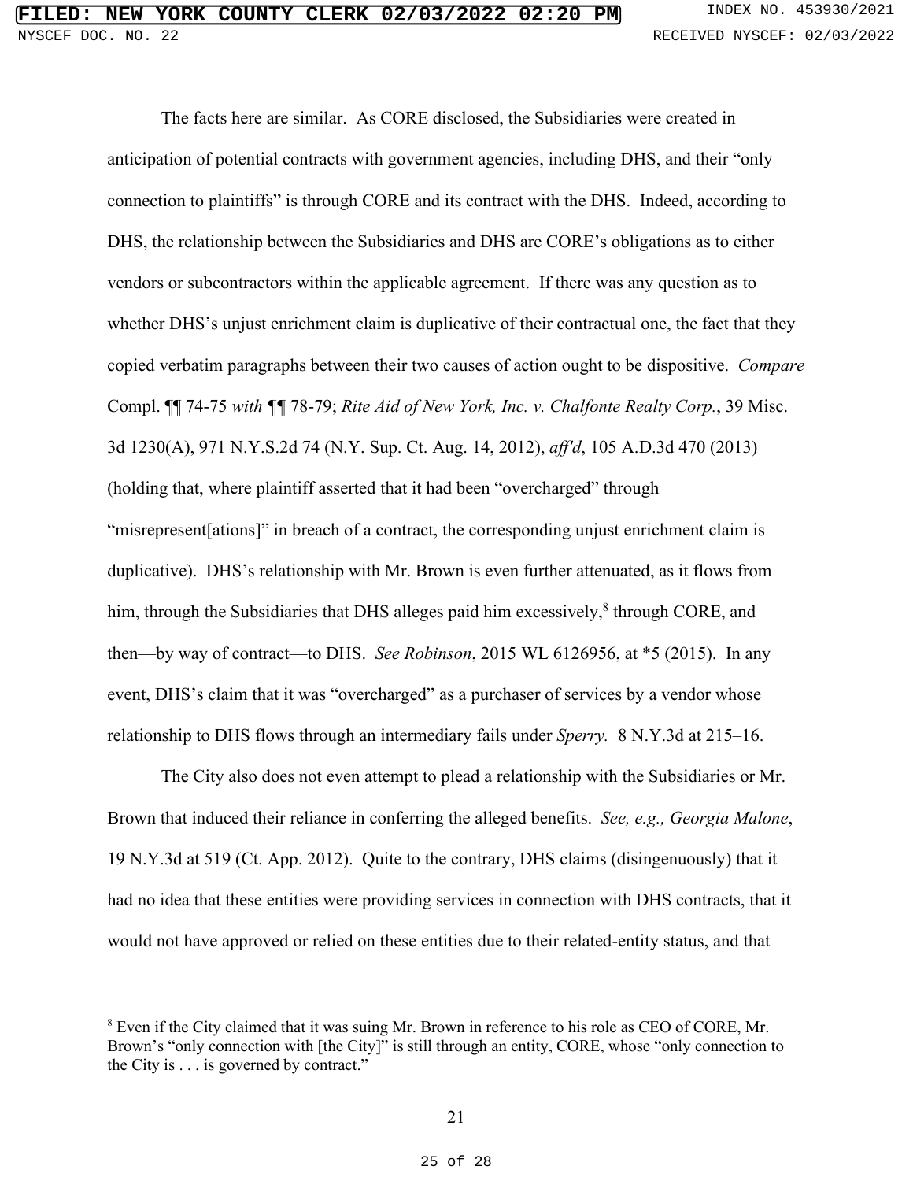The facts here are similar. As CORE disclosed, the Subsidiaries were created in anticipation of potential contracts with government agencies, including DHS, and their "only connection to plaintiffs" is through CORE and its contract with the DHS. Indeed, according to DHS, the relationship between the Subsidiaries and DHS are CORE's obligations as to either vendors or subcontractors within the applicable agreement. If there was any question as to whether DHS's unjust enrichment claim is duplicative of their contractual one, the fact that they copied verbatim paragraphs between their two causes of action ought to be dispositive. *Compare* Compl. ¶¶ 74-75 *with* ¶¶ 78-79; *Rite Aid of New York, Inc. v. Chalfonte Realty Corp.*, 39 Misc. 3d 1230(A), 971 N.Y.S.2d 74 (N.Y. Sup. Ct. Aug. 14, 2012), *aff'd*, 105 A.D.3d 470 (2013) (holding that, where plaintiff asserted that it had been "overcharged" through "misrepresent[ations]" in breach of a contract, the corresponding unjust enrichment claim is duplicative). DHS's relationship with Mr. Brown is even further attenuated, as it flows from him, through the Subsidiaries that DHS alleges paid him excessively,[8] through CORE, and then—by way of contract—to DHS. *See Robinson*, 2015 WL 6126956, at *5 (2015). In any event, DHS's claim that it was "overcharged" as a purchaser of services by a vendor whose relationship to DHS flows through an intermediary fails under *Sperry.* 8 N.Y.3d at 215–16.

The City also does not even attempt to plead a relationship with the Subsidiaries or Mr. Brown that induced their reliance in conferring the alleged benefits. *See, e.g., Georgia Malone*, 19 N.Y.3d at 519 (Ct. App. 2012). Quite to the contrary, DHS claims (disingenuously) that it had no idea that these entities were providing services in connection with DHS contracts, that it would not have approved or relied on these entities due to their related-entity status, and that

---

[8] Even if the City claimed that it was suing Mr. Brown in reference to his role as CEO of CORE, Mr. Brown's "only connection with [the City]" is still through an entity, CORE, whose "only connection to the City is . . . is governed by contract."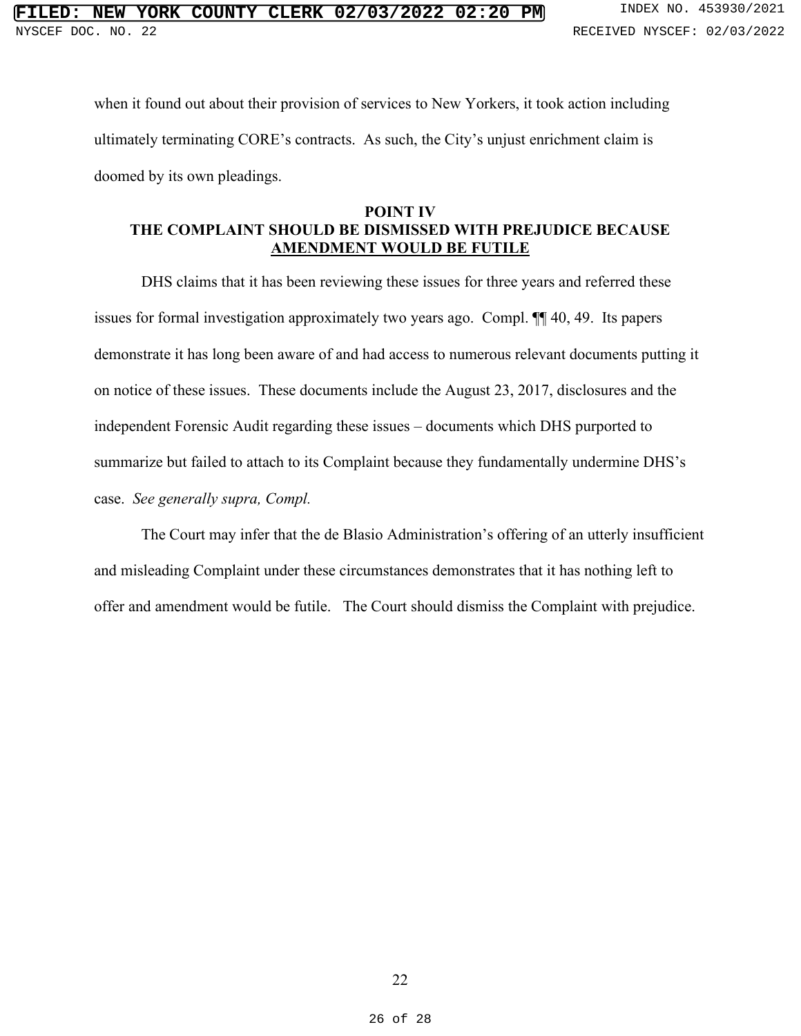when it found out about their provision of services to New Yorkers, it took action including ultimately terminating CORE's contracts. As such, the City's unjust enrichment claim is doomed by its own pleadings.

## POINT IV
## THE COMPLAINT SHOULD BE DISMISSED WITH PREJUDICE BECAUSE AMENDMENT WOULD BE FUTILE

DHS claims that it has been reviewing these issues for three years and referred these issues for formal investigation approximately two years ago. Compl. ¶¶ 40, 49. Its papers demonstrate it has long been aware of and had access to numerous relevant documents putting it on notice of these issues. These documents include the August 23, 2017, disclosures and the independent Forensic Audit regarding these issues – documents which DHS purported to summarize but failed to attach to its Complaint because they fundamentally undermine DHS's case. *See generally supra, Compl.*

The Court may infer that the de Blasio Administration's offering of an utterly insufficient and misleading Complaint under these circumstances demonstrates that it has nothing left to offer and amendment would be futile. The Court should dismiss the Complaint with prejudice.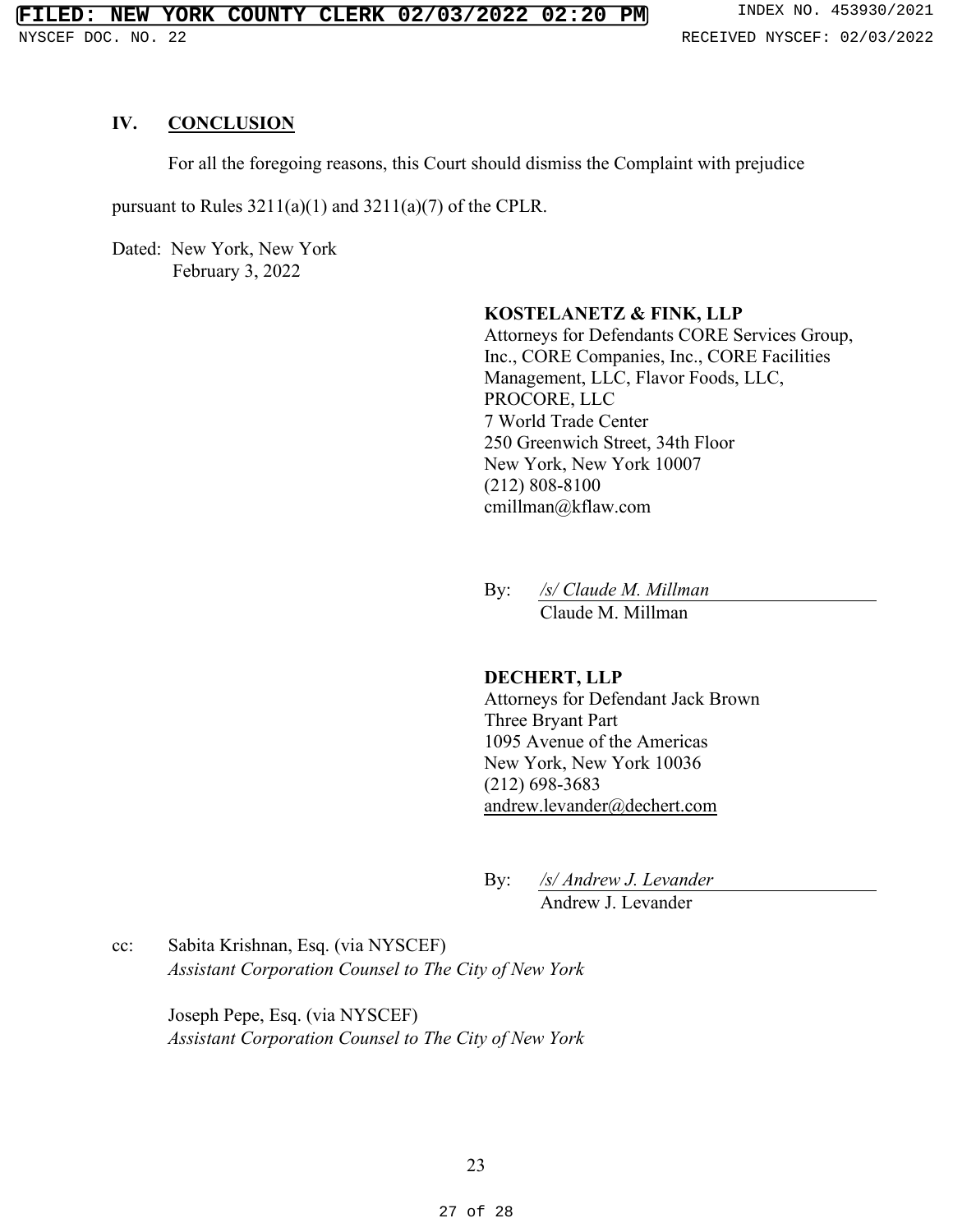## IV. CONCLUSION

For all the foregoing reasons, this Court should dismiss the Complaint with prejudice pursuant to Rules 3211(a)(1) and 3211(a)(7) of the CPLR.

Dated: New York, New York
February 3, 2022

**KOSTELANETZ & FINK, LLP**
Attorneys for Defendants CORE Services Group, Inc., CORE Companies, Inc., CORE Facilities Management, LLC, Flavor Foods, LLC, PROCORE, LLC
7 World Trade Center
250 Greenwich Street, 34th Floor
New York, New York 10007
(212) 808-8100
cmillman@kflaw.com

By: *_/s/ Claude M. Millman_*
Claude M. Millman

**DECHERT, LLP**
Attorneys for Defendant Jack Brown
Three Bryant Part
1095 Avenue of the Americas
New York, New York 10036
(212) 698-3683
andrew.levander@dechert.com

By: *_/s/ Andrew J. Levander_*
Andrew J. Levander

cc: Sabita Krishnan, Esq. (via NYSCEF)
*Assistant Corporation Counsel to The City of New York*

Joseph Pepe, Esq. (via NYSCEF)
*Assistant Corporation Counsel to The City of New York*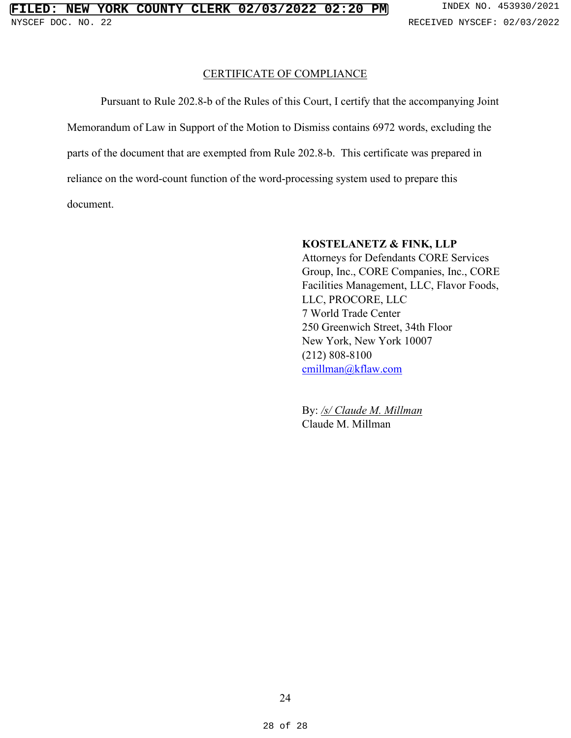CERTIFICATE OF COMPLIANCE

Pursuant to Rule 202.8-b of the Rules of this Court, I certify that the accompanying Joint Memorandum of Law in Support of the Motion to Dismiss contains 6972 words, excluding the parts of the document that are exempted from Rule 202.8-b. This certificate was prepared in reliance on the word-count function of the word-processing system used to prepare this document.

**KOSTELANETZ & FINK, LLP**
Attorneys for Defendants CORE Services Group, Inc., CORE Companies, Inc., CORE Facilities Management, LLC, Flavor Foods, LLC, PROCORE, LLC
7 World Trade Center
250 Greenwich Street, 34th Floor
New York, New York 10007
(212) 808-8100
cmillman@kflaw.com

By: */s/ Claude M. Millman*
Claude M. Millman